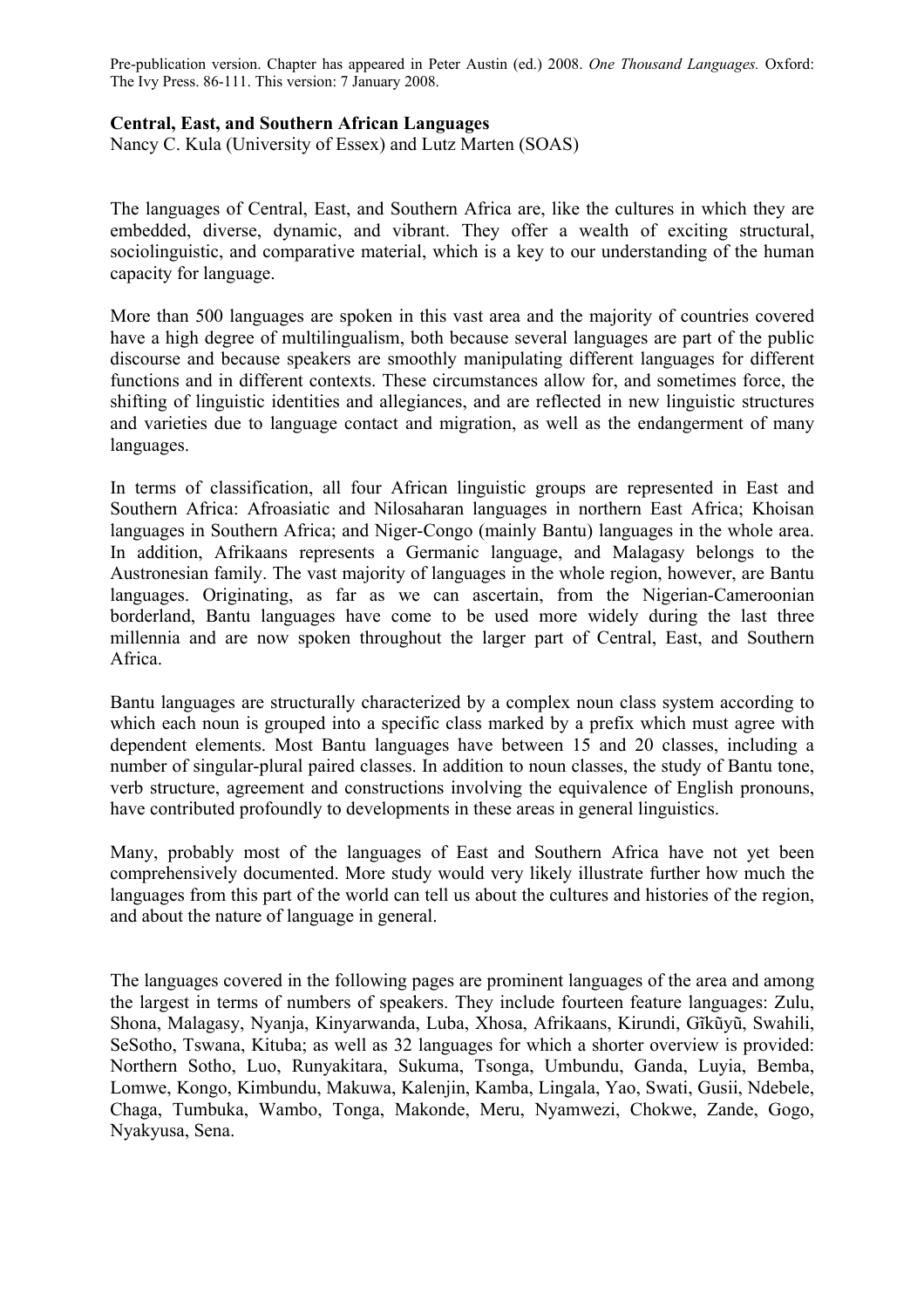Pre-publication version. Chapter has appeared in Peter Austin (ed.) 2008. *One Thousand Languages.* Oxford: The Ivy Press. 86-111. This version: 7 January 2008.

**Central, East, and Southern African Languages**

Nancy C. Kula (University of Essex) and Lutz Marten (SOAS)

The languages of Central, East, and Southern Africa are, like the cultures in which they are embedded, diverse, dynamic, and vibrant. They offer a wealth of exciting structural, sociolinguistic, and comparative material, which is a key to our understanding of the human capacity for language.

More than 500 languages are spoken in this vast area and the majority of countries covered have a high degree of multilingualism, both because several languages are part of the public discourse and because speakers are smoothly manipulating different languages for different functions and in different contexts. These circumstances allow for, and sometimes force, the shifting of linguistic identities and allegiances, and are reflected in new linguistic structures and varieties due to language contact and migration, as well as the endangerment of many languages.

In terms of classification, all four African linguistic groups are represented in East and Southern Africa: Afroasiatic and Nilosaharan languages in northern East Africa; Khoisan languages in Southern Africa; and Niger-Congo (mainly Bantu) languages in the whole area. In addition, Afrikaans represents a Germanic language, and Malagasy belongs to the Austronesian family. The vast majority of languages in the whole region, however, are Bantu languages. Originating, as far as we can ascertain, from the Nigerian-Cameroonian borderland, Bantu languages have come to be used more widely during the last three millennia and are now spoken throughout the larger part of Central, East, and Southern Africa.

Bantu languages are structurally characterized by a complex noun class system according to which each noun is grouped into a specific class marked by a prefix which must agree with dependent elements. Most Bantu languages have between 15 and 20 classes, including a number of singular-plural paired classes. In addition to noun classes, the study of Bantu tone, verb structure, agreement and constructions involving the equivalence of English pronouns, have contributed profoundly to developments in these areas in general linguistics.

Many, probably most of the languages of East and Southern Africa have not yet been comprehensively documented. More study would very likely illustrate further how much the languages from this part of the world can tell us about the cultures and histories of the region, and about the nature of language in general.

The languages covered in the following pages are prominent languages of the area and among the largest in terms of numbers of speakers. They include fourteen feature languages: Zulu, Shona, Malagasy, Nyanja, Kinyarwanda, Luba, Xhosa, Afrikaans, Kirundi, Gĩkũyũ, Swahili, SeSotho, Tswana, Kituba; as well as 32 languages for which a shorter overview is provided: Northern Sotho, Luo, Runyakitara, Sukuma, Tsonga, Umbundu, Ganda, Luyia, Bemba, Lomwe, Kongo, Kimbundu, Makuwa, Kalenjin, Kamba, Lingala, Yao, Swati, Gusii, Ndebele, Chaga, Tumbuka, Wambo, Tonga, Makonde, Meru, Nyamwezi, Chokwe, Zande, Gogo, Nyakyusa, Sena.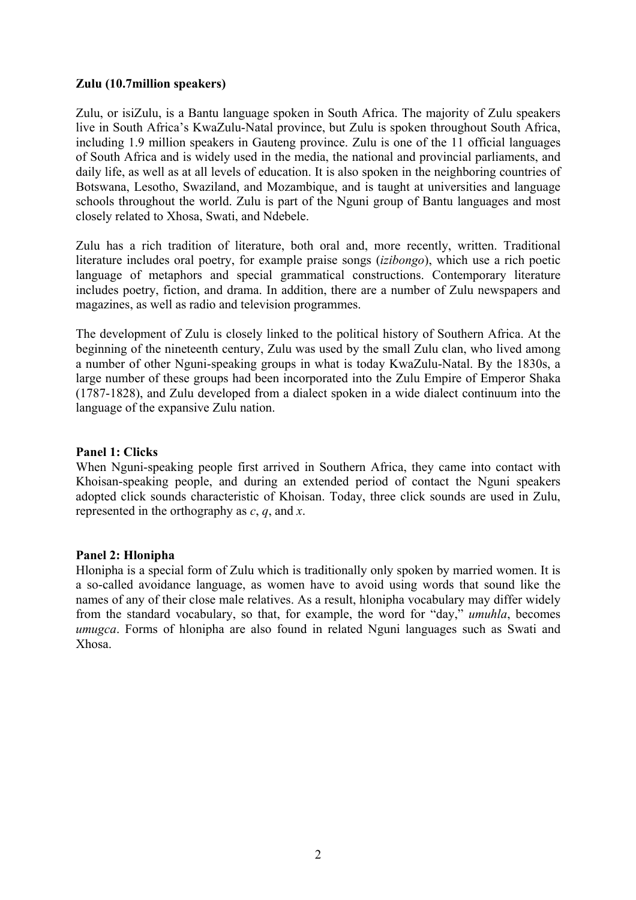**Zulu (10.7million speakers)**

Zulu, or isiZulu, is a Bantu language spoken in South Africa. The majority of Zulu speakers live in South Africa's KwaZulu-Natal province, but Zulu is spoken throughout South Africa, including 1.9 million speakers in Gauteng province. Zulu is one of the 11 official languages of South Africa and is widely used in the media, the national and provincial parliaments, and daily life, as well as at all levels of education. It is also spoken in the neighboring countries of Botswana, Lesotho, Swaziland, and Mozambique, and is taught at universities and language schools throughout the world. Zulu is part of the Nguni group of Bantu languages and most closely related to Xhosa, Swati, and Ndebele.

Zulu has a rich tradition of literature, both oral and, more recently, written. Traditional literature includes oral poetry, for example praise songs (*izibongo*), which use a rich poetic language of metaphors and special grammatical constructions. Contemporary literature includes poetry, fiction, and drama. In addition, there are a number of Zulu newspapers and magazines, as well as radio and television programmes.

The development of Zulu is closely linked to the political history of Southern Africa. At the beginning of the nineteenth century, Zulu was used by the small Zulu clan, who lived among a number of other Nguni-speaking groups in what is today KwaZulu-Natal. By the 1830s, a large number of these groups had been incorporated into the Zulu Empire of Emperor Shaka (1787-1828), and Zulu developed from a dialect spoken in a wide dialect continuum into the language of the expansive Zulu nation.

**Panel 1: Clicks**

When Nguni-speaking people first arrived in Southern Africa, they came into contact with Khoisan-speaking people, and during an extended period of contact the Nguni speakers adopted click sounds characteristic of Khoisan. Today, three click sounds are used in Zulu, represented in the orthography as *c*, *q*, and *x*.

**Panel 2: Hlonipha**

Hlonipha is a special form of Zulu which is traditionally only spoken by married women. It is a so-called avoidance language, as women have to avoid using words that sound like the names of any of their close male relatives. As a result, hlonipha vocabulary may differ widely from the standard vocabulary, so that, for example, the word for "day," *umuhla*, becomes *umugca*. Forms of hlonipha are also found in related Nguni languages such as Swati and Xhosa.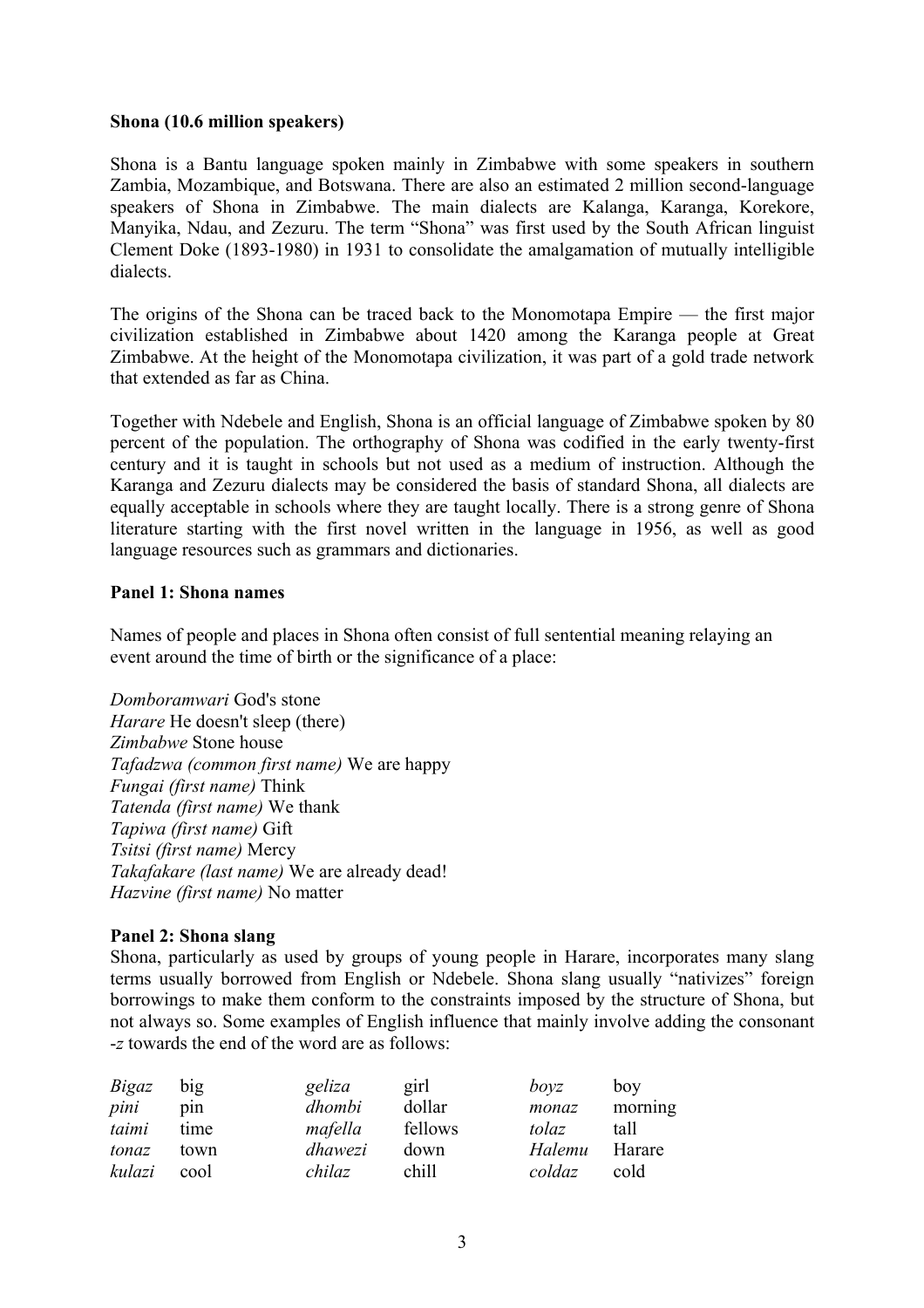**Shona (10.6 million speakers)**

Shona is a Bantu language spoken mainly in Zimbabwe with some speakers in southern Zambia, Mozambique, and Botswana. There are also an estimated 2 million second-language speakers of Shona in Zimbabwe. The main dialects are Kalanga, Karanga, Korekore, Manyika, Ndau, and Zezuru. The term "Shona" was first used by the South African linguist Clement Doke (1893-1980) in 1931 to consolidate the amalgamation of mutually intelligible dialects.

The origins of the Shona can be traced back to the Monomotapa Empire — the first major civilization established in Zimbabwe about 1420 among the Karanga people at Great Zimbabwe. At the height of the Monomotapa civilization, it was part of a gold trade network that extended as far as China.

Together with Ndebele and English, Shona is an official language of Zimbabwe spoken by 80 percent of the population. The orthography of Shona was codified in the early twenty-first century and it is taught in schools but not used as a medium of instruction. Although the Karanga and Zezuru dialects may be considered the basis of standard Shona, all dialects are equally acceptable in schools where they are taught locally. There is a strong genre of Shona literature starting with the first novel written in the language in 1956, as well as good language resources such as grammars and dictionaries.

**Panel 1: Shona names**

Names of people and places in Shona often consist of full sentential meaning relaying an event around the time of birth or the significance of a place:

*Domboramwari* God's stone
*Harare* He doesn't sleep (there)
*Zimbabwe* Stone house
*Tafadzwa (common first name)* We are happy
*Fungai (first name)* Think
*Tatenda (first name)* We thank
*Tapiwa (first name)* Gift
*Tsitsi (first name)* Mercy
*Takafakare (last name)* We are already dead!
*Hazvine (first name)* No matter

**Panel 2: Shona slang**

Shona, particularly as used by groups of young people in Harare, incorporates many slang terms usually borrowed from English or Ndebele. Shona slang usually "nativizes" foreign borrowings to make them conform to the constraints imposed by the structure of Shona, but not always so. Some examples of English influence that mainly involve adding the consonant *-z* towards the end of the word are as follows:

| | | | | | |
|---|---|---|---|---|---|
| *Bigaz* | big | *geliza* | girl | *boyz* | boy |
| *pini* | pin | *dhombi* | dollar | *monaz* | morning |
| *taimi* | time | *mafella* | fellows | *tolaz* | tall |
| *tonaz* | town | *dhawezi* | down | *Halemu* | Harare |
| *kulazi* | cool | *chilaz* | chill | *coldaz* | cold |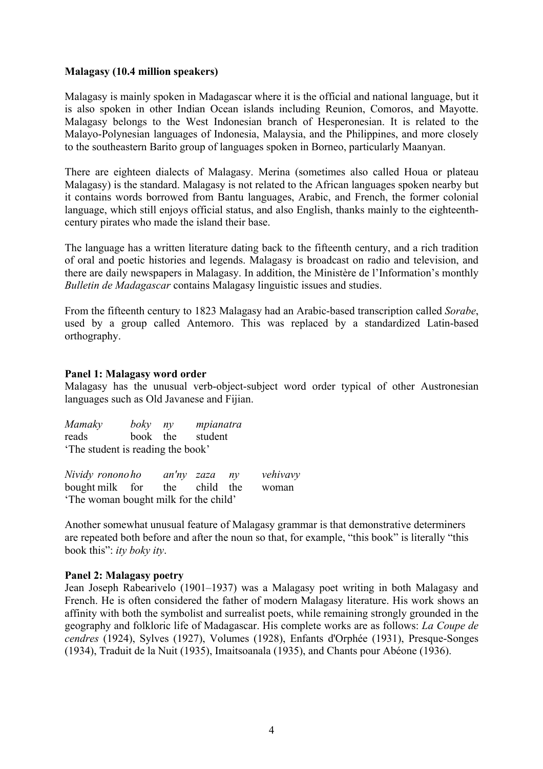**Malagasy (10.4 million speakers)**

Malagasy is mainly spoken in Madagascar where it is the official and national language, but it is also spoken in other Indian Ocean islands including Reunion, Comoros, and Mayotte. Malagasy belongs to the West Indonesian branch of Hesperonesian. It is related to the Malayo-Polynesian languages of Indonesia, Malaysia, and the Philippines, and more closely to the southeastern Barito group of languages spoken in Borneo, particularly Maanyan.

There are eighteen dialects of Malagasy. Merina (sometimes also called Houa or plateau Malagasy) is the standard. Malagasy is not related to the African languages spoken nearby but it contains words borrowed from Bantu languages, Arabic, and French, the former colonial language, which still enjoys official status, and also English, thanks mainly to the eighteenth-century pirates who made the island their base.

The language has a written literature dating back to the fifteenth century, and a rich tradition of oral and poetic histories and legends. Malagasy is broadcast on radio and television, and there are daily newspapers in Malagasy. In addition, the Ministère de l'Information's monthly *Bulletin de Madagascar* contains Malagasy linguistic issues and studies.

From the fifteenth century to 1823 Malagasy had an Arabic-based transcription called *Sorabe*, used by a group called Antemoro. This was replaced by a standardized Latin-based orthography.

**Panel 1: Malagasy word order**

Malagasy has the unusual verb-object-subject word order typical of other Austronesian languages such as Old Javanese and Fijian.

| *Mamaky* | *boky* | *ny* | *mpianatra* |
|---|---|---|---|
| reads | book | the | student |

'The student is reading the book'

| *Nividy* | *rononoho* | *ho* | *an'ny* | *zaza* | *ny* | *vehivavy* |
|---|---|---|---|---|---|---|
| bought | milk | for | the | child | the | woman |

'The woman bought milk for the child'

Another somewhat unusual feature of Malagasy grammar is that demonstrative determiners are repeated both before and after the noun so that, for example, "this book" is literally "this book this": *ity boky ity*.

**Panel 2: Malagasy poetry**

Jean Joseph Rabearivelo (1901–1937) was a Malagasy poet writing in both Malagasy and French. He is often considered the father of modern Malagasy literature. His work shows an affinity with both the symbolist and surrealist poets, while remaining strongly grounded in the geography and folkloric life of Madagascar. His complete works are as follows: *La Coupe de cendres* (1924), Sylves (1927), Volumes (1928), Enfants d'Orphée (1931), Presque-Songes (1934), Traduit de la Nuit (1935), Imaitsoanala (1935), and Chants pour Abéone (1936).

**Malagasy (10.4 million speakers)**

Malagasy is mainly spoken in Madagascar where it is the official and national language, but it is also spoken in other Indian Ocean islands including Reunion, Comoros, and Mayotte. Malagasy belongs to the West Indonesian branch of Hesperonesian. It is related to the Malayo-Polynesian languages of Indonesia, Malaysia, and the Philippines, and more closely to the southeastern Barito group of languages spoken in Borneo, particularly Maanyan.

There are eighteen dialects of Malagasy. Merina (sometimes also called Houa or plateau Malagasy) is the standard. Malagasy is not related to the African languages spoken nearby but it contains words borrowed from Bantu languages, Arabic, and French, the former colonial language, which still enjoys official status, and also English, thanks mainly to the eighteenth-century pirates who made the island their base.

The language has a written literature dating back to the fifteenth century, and a rich tradition of oral and poetic histories and legends. Malagasy is broadcast on radio and television, and there are daily newspapers in Malagasy. In addition, the Ministère de l'Information's monthly *Bulletin de Madagascar* contains Malagasy linguistic issues and studies.

From the fifteenth century to 1823 Malagasy had an Arabic-based transcription called *Sorabe*, used by a group called Antemoro. This was replaced by a standardized Latin-based orthography.

**Panel 1: Malagasy word order**

Malagasy has the unusual verb-object-subject word order typical of other Austronesian languages such as Old Javanese and Fijian.

| *Mamaky* | *boky* | *ny* | *mpianatra* |
|---|---|---|---|
| reads | book | the | student |

'The student is reading the book'

| *Nividy* | *ronono* | *ho* | *an'ny* | *zaza* | *ny* | *vehivavy* |
|---|---|---|---|---|---|---|
| bought | milk | for | the | child | the | woman |

'The woman bought milk for the child'

Another somewhat unusual feature of Malagasy grammar is that demonstrative determiners are repeated both before and after the noun so that, for example, "this book" is literally "this book this": *ity boky ity*.

**Panel 2: Malagasy poetry**

Jean Joseph Rabearivelo (1901–1937) was a Malagasy poet writing in both Malagasy and French. He is often considered the father of modern Malagasy literature. His work shows an affinity with both the symbolist and surrealist poets, while remaining strongly grounded in the geography and folkloric life of Madagascar. His complete works are as follows: *La Coupe de cendres* (1924), Sylves (1927), Volumes (1928), Enfants d'Orphée (1931), Presque-Songes (1934), Traduit de la Nuit (1935), Imaitsoanala (1935), and Chants pour Abéone (1936).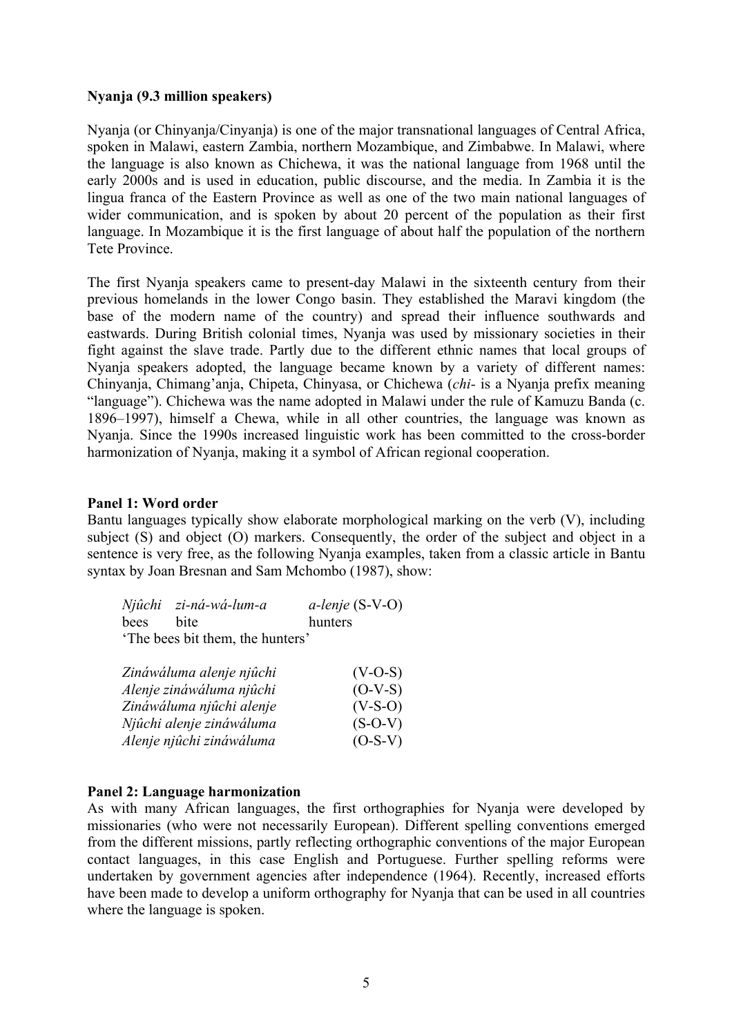**Nyanja (9.3 million speakers)**

Nyanja (or Chinyanja/Cinyanja) is one of the major transnational languages of Central Africa, spoken in Malawi, eastern Zambia, northern Mozambique, and Zimbabwe. In Malawi, where the language is also known as Chichewa, it was the national language from 1968 until the early 2000s and is used in education, public discourse, and the media. In Zambia it is the lingua franca of the Eastern Province as well as one of the two main national languages of wider communication, and is spoken by about 20 percent of the population as their first language. In Mozambique it is the first language of about half the population of the northern Tete Province.

The first Nyanja speakers came to present-day Malawi in the sixteenth century from their previous homelands in the lower Congo basin. They established the Maravi kingdom (the base of the modern name of the country) and spread their influence southwards and eastwards. During British colonial times, Nyanja was used by missionary societies in their fight against the slave trade. Partly due to the different ethnic names that local groups of Nyanja speakers adopted, the language became known by a variety of different names: Chinyanja, Chimang'anja, Chipeta, Chinyasa, or Chichewa (*chi-* is a Nyanja prefix meaning "language"). Chichewa was the name adopted in Malawi under the rule of Kamuzu Banda (c. 1896–1997), himself a Chewa, while in all other countries, the language was known as Nyanja. Since the 1990s increased linguistic work has been committed to the cross-border harmonization of Nyanja, making it a symbol of African regional cooperation.

**Panel 1: Word order**

Bantu languages typically show elaborate morphological marking on the verb (V), including subject (S) and object (O) markers. Consequently, the order of the subject and object in a sentence is very free, as the following Nyanja examples, taken from a classic article in Bantu syntax by Joan Bresnan and Sam Mchombo (1987), show:

| *Njûchi* | *zi-ná-wá-lum-a* | *a-lenje* (S-V-O) |
|---|---|---|
| bees | bite | hunters |

'The bees bit them, the hunters'

| | |
|---|---|
| *Zináwáluma alenje njûchi* | (V-O-S) |
| *Alenje zináwáluma njûchi* | (O-V-S) |
| *Zináwáluma njûchi alenje* | (V-S-O) |
| *Njûchi alenje zináwáluma* | (S-O-V) |
| *Alenje njûchi zináwáluma* | (O-S-V) |

**Panel 2: Language harmonization**

As with many African languages, the first orthographies for Nyanja were developed by missionaries (who were not necessarily European). Different spelling conventions emerged from the different missions, partly reflecting orthographic conventions of the major European contact languages, in this case English and Portuguese. Further spelling reforms were undertaken by government agencies after independence (1964). Recently, increased efforts have been made to develop a uniform orthography for Nyanja that can be used in all countries where the language is spoken.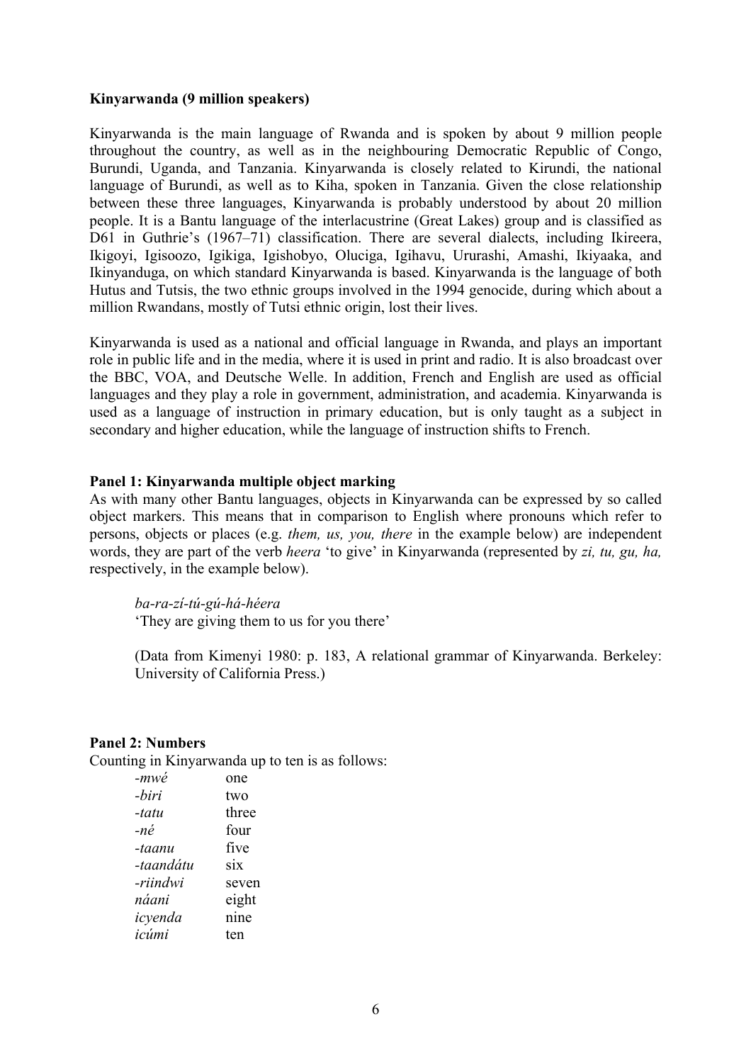**Kinyarwanda (9 million speakers)**

Kinyarwanda is the main language of Rwanda and is spoken by about 9 million people throughout the country, as well as in the neighbouring Democratic Republic of Congo, Burundi, Uganda, and Tanzania. Kinyarwanda is closely related to Kirundi, the national language of Burundi, as well as to Kiha, spoken in Tanzania. Given the close relationship between these three languages, Kinyarwanda is probably understood by about 20 million people. It is a Bantu language of the interlacustrine (Great Lakes) group and is classified as D61 in Guthrie's (1967–71) classification. There are several dialects, including Ikireera, Ikigoyi, Igisoozo, Igikiga, Igishobyo, Oluciga, Igihavu, Ururashi, Amashi, Ikiyaaka, and Ikinyanduga, on which standard Kinyarwanda is based. Kinyarwanda is the language of both Hutus and Tutsis, the two ethnic groups involved in the 1994 genocide, during which about a million Rwandans, mostly of Tutsi ethnic origin, lost their lives.

Kinyarwanda is used as a national and official language in Rwanda, and plays an important role in public life and in the media, where it is used in print and radio. It is also broadcast over the BBC, VOA, and Deutsche Welle. In addition, French and English are used as official languages and they play a role in government, administration, and academia. Kinyarwanda is used as a language of instruction in primary education, but is only taught as a subject in secondary and higher education, while the language of instruction shifts to French.

**Panel 1: Kinyarwanda multiple object marking**

As with many other Bantu languages, objects in Kinyarwanda can be expressed by so called object markers. This means that in comparison to English where pronouns which refer to persons, objects or places (e.g. *them, us, you, there* in the example below) are independent words, they are part of the verb *heera* 'to give' in Kinyarwanda (represented by *zi, tu, gu, ha,* respectively, in the example below).

> *ba-ra-zí-tú-gú-há-héera*
> 'They are giving them to us for you there'
>
> (Data from Kimenyi 1980: p. 183, A relational grammar of Kinyarwanda. Berkeley: University of California Press.)

**Panel 2: Numbers**

Counting in Kinyarwanda up to ten is as follows:

| | |
|---|---|
| *-mwé* | one |
| *-biri* | two |
| *-tatu* | three |
| *-né* | four |
| *-taanu* | five |
| *-taandátu* | six |
| *-riindwi* | seven |
| *náani* | eight |
| *icyenda* | nine |
| *icúmi* | ten |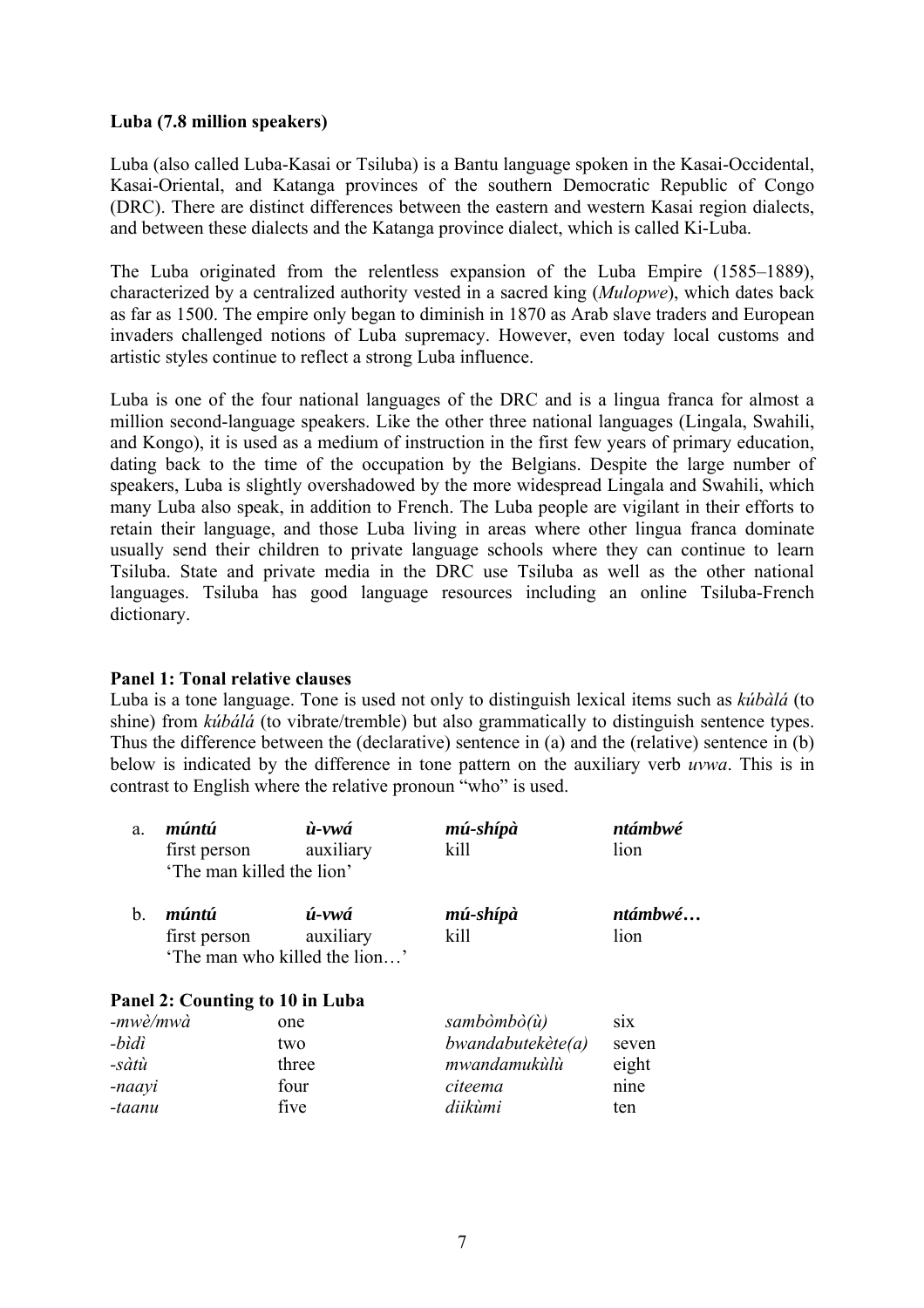**Luba (7.8 million speakers)**

Luba (also called Luba-Kasai or Tsiluba) is a Bantu language spoken in the Kasai-Occidental, Kasai-Oriental, and Katanga provinces of the southern Democratic Republic of Congo (DRC). There are distinct differences between the eastern and western Kasai region dialects, and between these dialects and the Katanga province dialect, which is called Ki-Luba.

The Luba originated from the relentless expansion of the Luba Empire (1585–1889), characterized by a centralized authority vested in a sacred king (*Mulopwe*), which dates back as far as 1500. The empire only began to diminish in 1870 as Arab slave traders and European invaders challenged notions of Luba supremacy. However, even today local customs and artistic styles continue to reflect a strong Luba influence.

Luba is one of the four national languages of the DRC and is a lingua franca for almost a million second-language speakers. Like the other three national languages (Lingala, Swahili, and Kongo), it is used as a medium of instruction in the first few years of primary education, dating back to the time of the occupation by the Belgians. Despite the large number of speakers, Luba is slightly overshadowed by the more widespread Lingala and Swahili, which many Luba also speak, in addition to French. The Luba people are vigilant in their efforts to retain their language, and those Luba living in areas where other lingua franca dominate usually send their children to private language schools where they can continue to learn Tsiluba. State and private media in the DRC use Tsiluba as well as the other national languages. Tsiluba has good language resources including an online Tsiluba-French dictionary.

**Panel 1: Tonal relative clauses**

Luba is a tone language. Tone is used not only to distinguish lexical items such as *kúbàlá* (to shine) from *kúbálá* (to vibrate/tremble) but also grammatically to distinguish sentence types. Thus the difference between the (declarative) sentence in (a) and the (relative) sentence in (b) below is indicated by the difference in tone pattern on the auxiliary verb *uvwa*. This is in contrast to English where the relative pronoun "who" is used.

| | | | | |
|---|---|---|---|---|
| a. | ***múntú*** | ***ù-vwá*** | ***mú-shípà*** | ***ntámbwé*** |
| | first person | auxiliary | kill | lion |
| | 'The man killed the lion' | | | |
| b. | ***múntú*** | ***ú-vwá*** | ***mú-shípà*** | ***ntámbwé…*** |
| | first person | auxiliary | kill | lion |
| | 'The man who killed the lion…' | | | |

**Panel 2: Counting to 10 in Luba**

| | | | |
|---|---|---|---|
| *-mwè/mwà* | one | *sambòmbò(ù)* | six |
| *-bìdì* | two | *bwandabutekète(a)* | seven |
| *-sàtù* | three | *mwandamukùlù* | eight |
| *-naayi* | four | *citeema* | nine |
| *-taanu* | five | *diikùmi* | ten |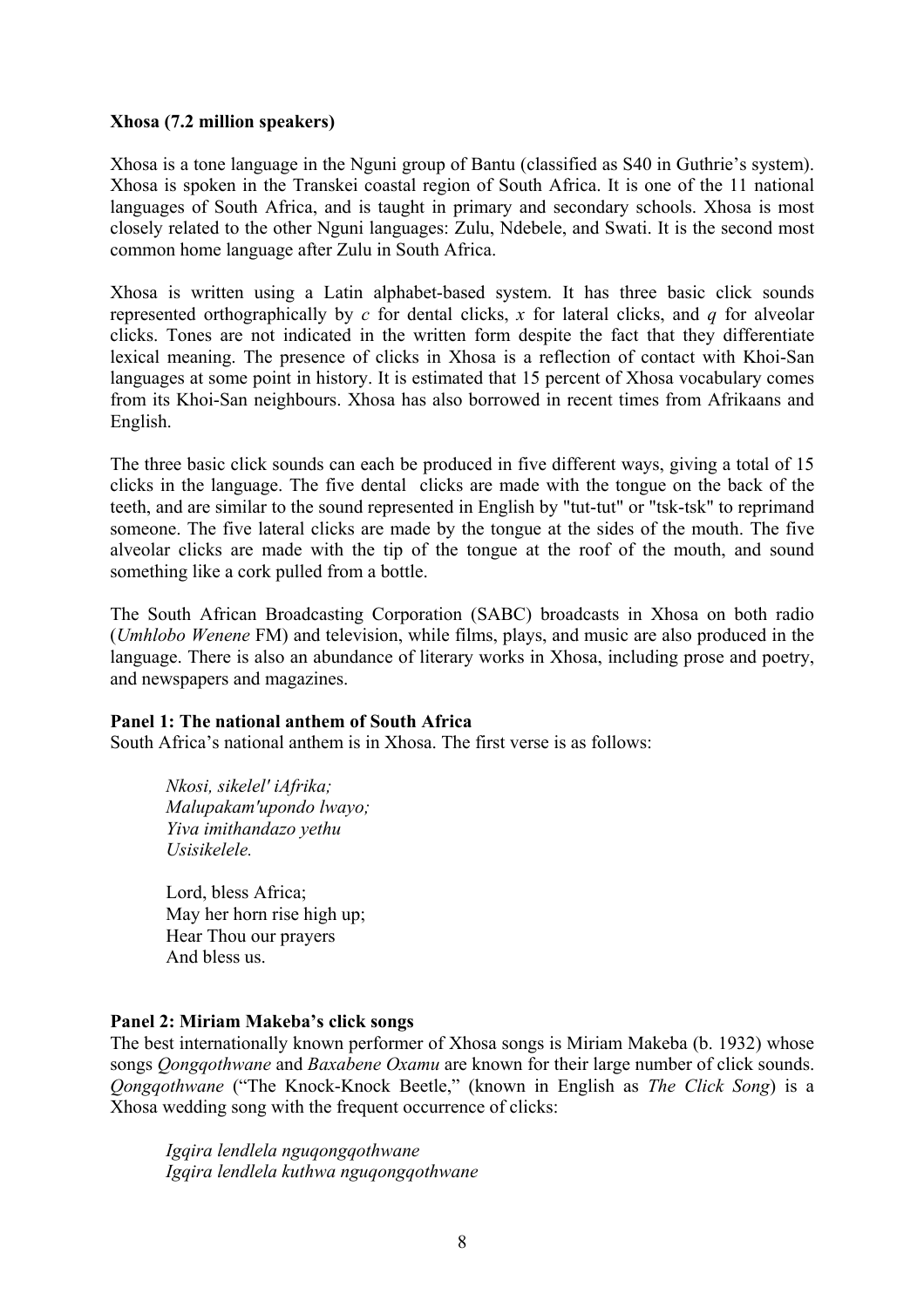**Xhosa (7.2 million speakers)**

Xhosa is a tone language in the Nguni group of Bantu (classified as S40 in Guthrie's system). Xhosa is spoken in the Transkei coastal region of South Africa. It is one of the 11 national languages of South Africa, and is taught in primary and secondary schools. Xhosa is most closely related to the other Nguni languages: Zulu, Ndebele, and Swati. It is the second most common home language after Zulu in South Africa.

Xhosa is written using a Latin alphabet-based system. It has three basic click sounds represented orthographically by *c* for dental clicks, *x* for lateral clicks, and *q* for alveolar clicks. Tones are not indicated in the written form despite the fact that they differentiate lexical meaning. The presence of clicks in Xhosa is a reflection of contact with Khoi-San languages at some point in history. It is estimated that 15 percent of Xhosa vocabulary comes from its Khoi-San neighbours. Xhosa has also borrowed in recent times from Afrikaans and English.

The three basic click sounds can each be produced in five different ways, giving a total of 15 clicks in the language. The five dental clicks are made with the tongue on the back of the teeth, and are similar to the sound represented in English by "tut-tut" or "tsk-tsk" to reprimand someone. The five lateral clicks are made by the tongue at the sides of the mouth. The five alveolar clicks are made with the tip of the tongue at the roof of the mouth, and sound something like a cork pulled from a bottle.

The South African Broadcasting Corporation (SABC) broadcasts in Xhosa on both radio (*Umhlobo Wenene* FM) and television, while films, plays, and music are also produced in the language. There is also an abundance of literary works in Xhosa, including prose and poetry, and newspapers and magazines.

**Panel 1: The national anthem of South Africa**

South Africa's national anthem is in Xhosa. The first verse is as follows:

> *Nkosi, sikelel' iAfrika;*
> *Malupakam'upondo lwayo;*
> *Yiva imithandazo yethu*
> *Usisikelele.*
>
> Lord, bless Africa;
> May her horn rise high up;
> Hear Thou our prayers
> And bless us.

**Panel 2: Miriam Makeba's click songs**

The best internationally known performer of Xhosa songs is Miriam Makeba (b. 1932) whose songs *Qongqothwane* and *Baxabene Oxamu* are known for their large number of click sounds. *Qongqothwane* ("The Knock-Knock Beetle," (known in English as *The Click Song*) is a Xhosa wedding song with the frequent occurrence of clicks:

> *Igqira lendlela nguqongqothwane*
> *Igqira lendlela kuthwa nguqongqothwane*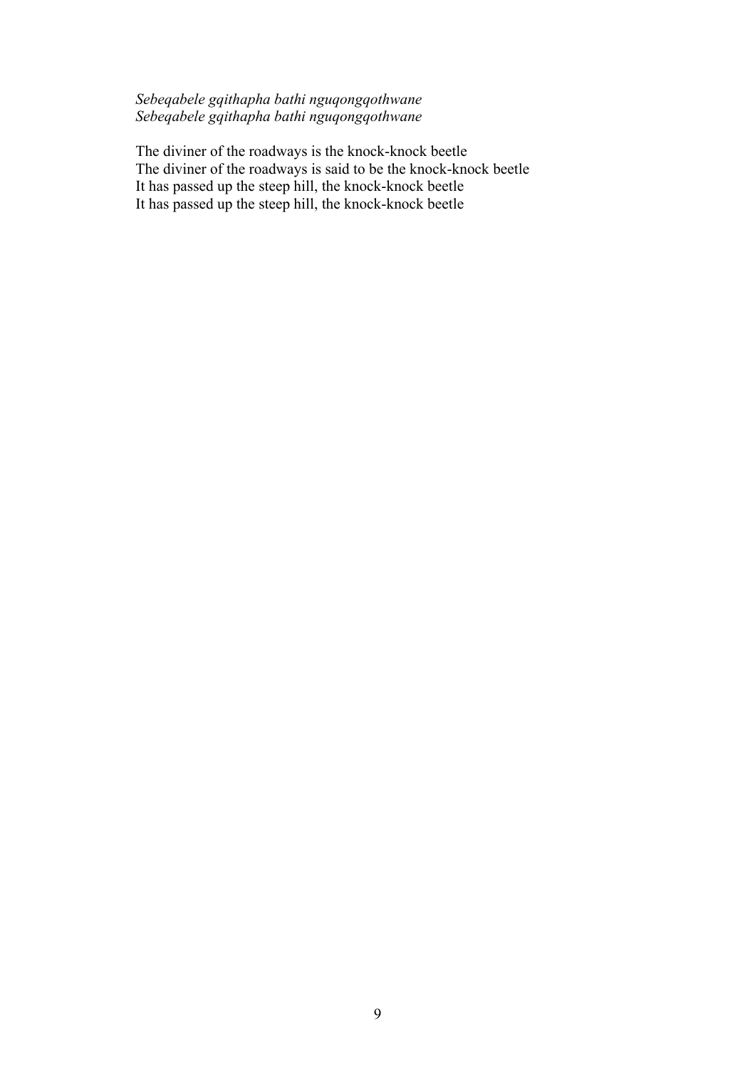*Sebeqabele gqithapha bathi nguqongqothwane*
*Sebeqabele gqithapha bathi nguqongqothwane*

The diviner of the roadways is the knock-knock beetle
The diviner of the roadways is said to be the knock-knock beetle
It has passed up the steep hill, the knock-knock beetle
It has passed up the steep hill, the knock-knock beetle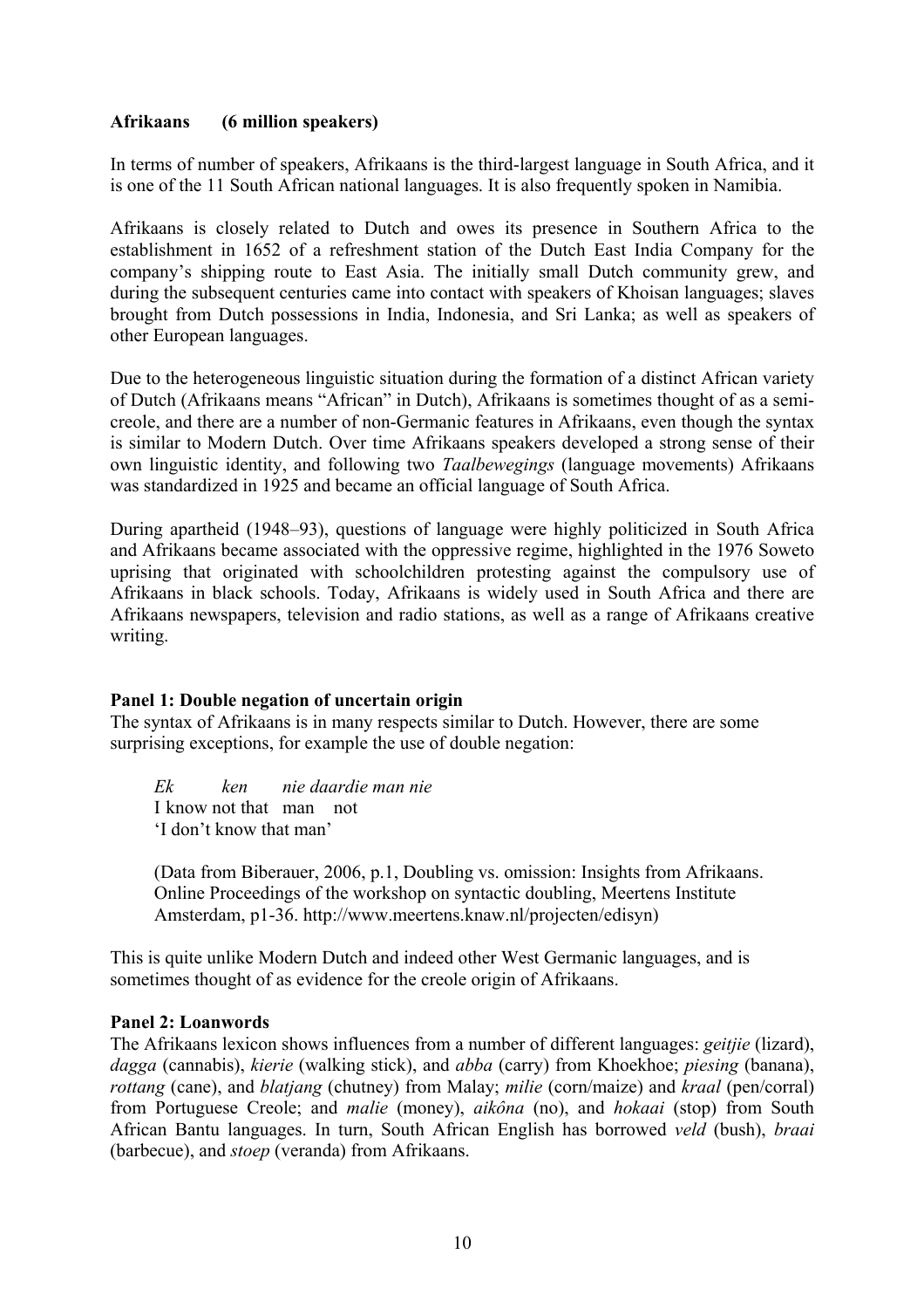**Afrikaans (6 million speakers)**

In terms of number of speakers, Afrikaans is the third-largest language in South Africa, and it is one of the 11 South African national languages. It is also frequently spoken in Namibia.

Afrikaans is closely related to Dutch and owes its presence in Southern Africa to the establishment in 1652 of a refreshment station of the Dutch East India Company for the company's shipping route to East Asia. The initially small Dutch community grew, and during the subsequent centuries came into contact with speakers of Khoisan languages; slaves brought from Dutch possessions in India, Indonesia, and Sri Lanka; as well as speakers of other European languages.

Due to the heterogeneous linguistic situation during the formation of a distinct African variety of Dutch (Afrikaans means "African" in Dutch), Afrikaans is sometimes thought of as a semi-creole, and there are a number of non-Germanic features in Afrikaans, even though the syntax is similar to Modern Dutch. Over time Afrikaans speakers developed a strong sense of their own linguistic identity, and following two *Taalbewegings* (language movements) Afrikaans was standardized in 1925 and became an official language of South Africa.

During apartheid (1948–93), questions of language were highly politicized in South Africa and Afrikaans became associated with the oppressive regime, highlighted in the 1976 Soweto uprising that originated with schoolchildren protesting against the compulsory use of Afrikaans in black schools. Today, Afrikaans is widely used in South Africa and there are Afrikaans newspapers, television and radio stations, as well as a range of Afrikaans creative writing.

**Panel 1: Double negation of uncertain origin**

The syntax of Afrikaans is in many respects similar to Dutch. However, there are some surprising exceptions, for example the use of double negation:

> *Ek ken nie daardie man nie*
> I know not that man not
> 'I don't know that man'
>
> (Data from Biberauer, 2006, p.1, Doubling vs. omission: Insights from Afrikaans. Online Proceedings of the workshop on syntactic doubling, Meertens Institute Amsterdam, p1-36. http://www.meertens.knaw.nl/projecten/edisyn)

This is quite unlike Modern Dutch and indeed other West Germanic languages, and is sometimes thought of as evidence for the creole origin of Afrikaans.

**Panel 2: Loanwords**

The Afrikaans lexicon shows influences from a number of different languages: *geitjie* (lizard), *dagga* (cannabis), *kierie* (walking stick), and *abba* (carry) from Khoekhoe; *piesing* (banana), *rottang* (cane), and *blatjang* (chutney) from Malay; *milie* (corn/maize) and *kraal* (pen/corral) from Portuguese Creole; and *malie* (money), *aikôna* (no), and *hokaai* (stop) from South African Bantu languages. In turn, South African English has borrowed *veld* (bush), *braai* (barbecue), and *stoep* (veranda) from Afrikaans.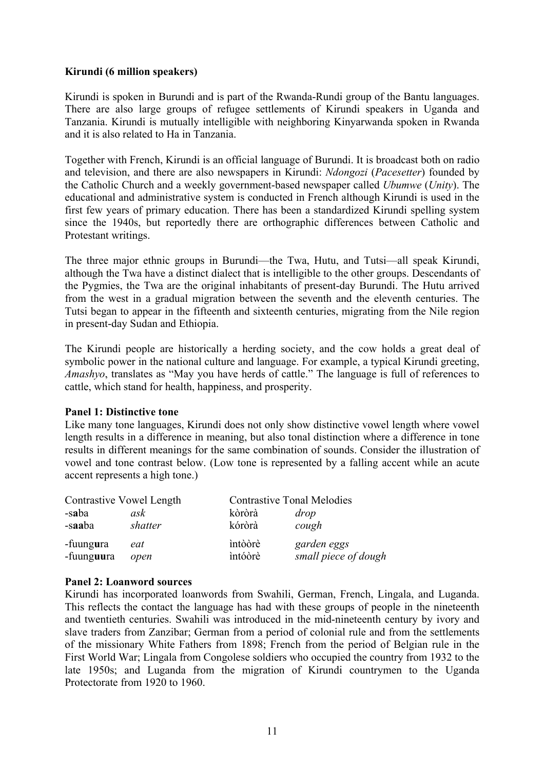**Kirundi (6 million speakers)**

Kirundi is spoken in Burundi and is part of the Rwanda-Rundi group of the Bantu languages. There are also large groups of refugee settlements of Kirundi speakers in Uganda and Tanzania. Kirundi is mutually intelligible with neighboring Kinyarwanda spoken in Rwanda and it is also related to Ha in Tanzania.

Together with French, Kirundi is an official language of Burundi. It is broadcast both on radio and television, and there are also newspapers in Kirundi: *Ndongozi* (*Pacesetter*) founded by the Catholic Church and a weekly government-based newspaper called *Ubumwe* (*Unity*). The educational and administrative system is conducted in French although Kirundi is used in the first few years of primary education. There has been a standardized Kirundi spelling system since the 1940s, but reportedly there are orthographic differences between Catholic and Protestant writings.

The three major ethnic groups in Burundi—the Twa, Hutu, and Tutsi—all speak Kirundi, although the Twa have a distinct dialect that is intelligible to the other groups. Descendants of the Pygmies, the Twa are the original inhabitants of present-day Burundi. The Hutu arrived from the west in a gradual migration between the seventh and the eleventh centuries. The Tutsi began to appear in the fifteenth and sixteenth centuries, migrating from the Nile region in present-day Sudan and Ethiopia.

The Kirundi people are historically a herding society, and the cow holds a great deal of symbolic power in the national culture and language. For example, a typical Kirundi greeting, *Amashyo*, translates as "May you have herds of cattle." The language is full of references to cattle, which stand for health, happiness, and prosperity.

**Panel 1: Distinctive tone**

Like many tone languages, Kirundi does not only show distinctive vowel length where vowel length results in a difference in meaning, but also tonal distinction where a difference in tone results in different meanings for the same combination of sounds. Consider the illustration of vowel and tone contrast below. (Low tone is represented by a falling accent while an acute accent represents a high tone.)

| Contrastive Vowel Length | | Contrastive Tonal Melodies | |
|---|---|---|---|
| -s**a**ba | *ask* | kòròrà | *drop* |
| -s**aa**ba | *shatter* | kóròrà | *cough* |
| -fuung**u**ra | *eat* | ìntòòrè | *garden eggs* |
| -fuung**uu**ra | *open* | ìntóòrè | *small piece of dough* |

**Panel 2: Loanword sources**

Kirundi has incorporated loanwords from Swahili, German, French, Lingala, and Luganda. This reflects the contact the language has had with these groups of people in the nineteenth and twentieth centuries. Swahili was introduced in the mid-nineteenth century by ivory and slave traders from Zanzibar; German from a period of colonial rule and from the settlements of the missionary White Fathers from 1898; French from the period of Belgian rule in the First World War; Lingala from Congolese soldiers who occupied the country from 1932 to the late 1950s; and Luganda from the migration of Kirundi countrymen to the Uganda Protectorate from 1920 to 1960.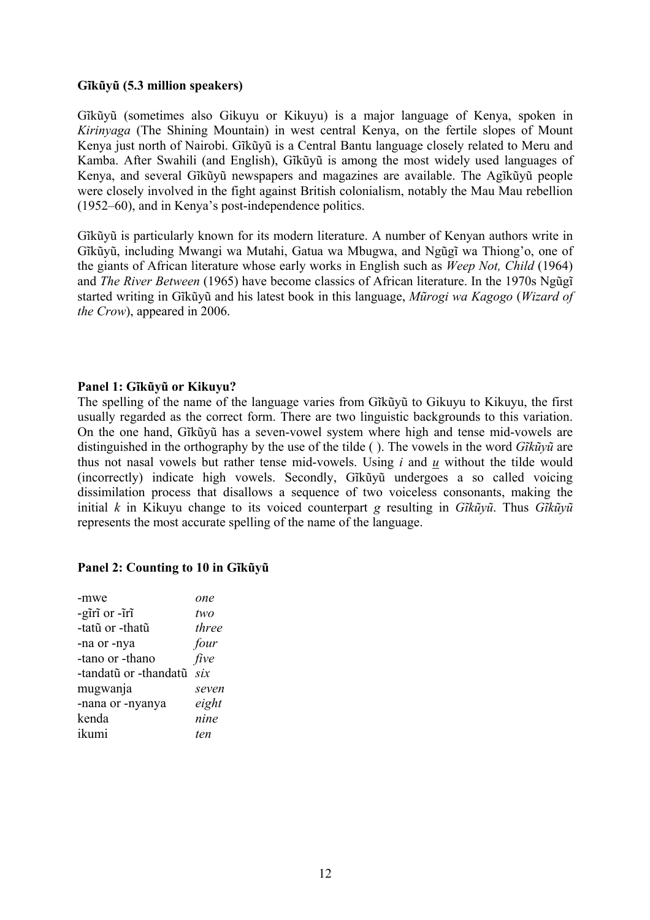**Gĩkũyũ (5.3 million speakers)**

Gĩkũyũ (sometimes also Gikuyu or Kikuyu) is a major language of Kenya, spoken in *Kirinyaga* (The Shining Mountain) in west central Kenya, on the fertile slopes of Mount Kenya just north of Nairobi. Gĩkũyũ is a Central Bantu language closely related to Meru and Kamba. After Swahili (and English), Gĩkũyũ is among the most widely used languages of Kenya, and several Gĩkũyũ newspapers and magazines are available. The Agĩkũyũ people were closely involved in the fight against British colonialism, notably the Mau Mau rebellion (1952–60), and in Kenya's post-independence politics.

Gĩkũyũ is particularly known for its modern literature. A number of Kenyan authors write in Gĩkũyũ, including Mwangi wa Mutahi, Gatua wa Mbugwa, and Ngũgĩ wa Thiong'o, one of the giants of African literature whose early works in English such as *Weep Not, Child* (1964) and *The River Between* (1965) have become classics of African literature. In the 1970s Ngũgĩ started writing in Gĩkũyũ and his latest book in this language, *Mũrogi wa Kagogo* (*Wizard of the Crow*), appeared in 2006.

**Panel 1: Gĩkũyũ or Kikuyu?**

The spelling of the name of the language varies from Gĩkũyũ to Gikuyu to Kikuyu, the first usually regarded as the correct form. There are two linguistic backgrounds to this variation. On the one hand, Gĩkũyũ has a seven-vowel system where high and tense mid-vowels are distinguished in the orthography by the use of the tilde ( ). The vowels in the word *Gĩkũyũ* are thus not nasal vowels but rather tense mid-vowels. Using *i* and *u* without the tilde would (incorrectly) indicate high vowels. Secondly, Gĩkũyũ undergoes a so called voicing dissimilation process that disallows a sequence of two voiceless consonants, making the initial *k* in Kikuyu change to its voiced counterpart *g* resulting in *Gĩkũyũ*. Thus *Gĩkũyũ* represents the most accurate spelling of the name of the language.

**Panel 2: Counting to 10 in Gĩkũyũ**

| | |
|---|---|
| -mwe | *one* |
| -gĩrĩ or -ĩrĩ | *two* |
| -tatũ or -thatũ | *three* |
| -na or -nya | *four* |
| -tano or -thano | *five* |
| -tandatũ or -thandatũ | *six* |
| mugwanja | *seven* |
| -nana or -nyanya | *eight* |
| kenda | *nine* |
| ikumi | *ten* |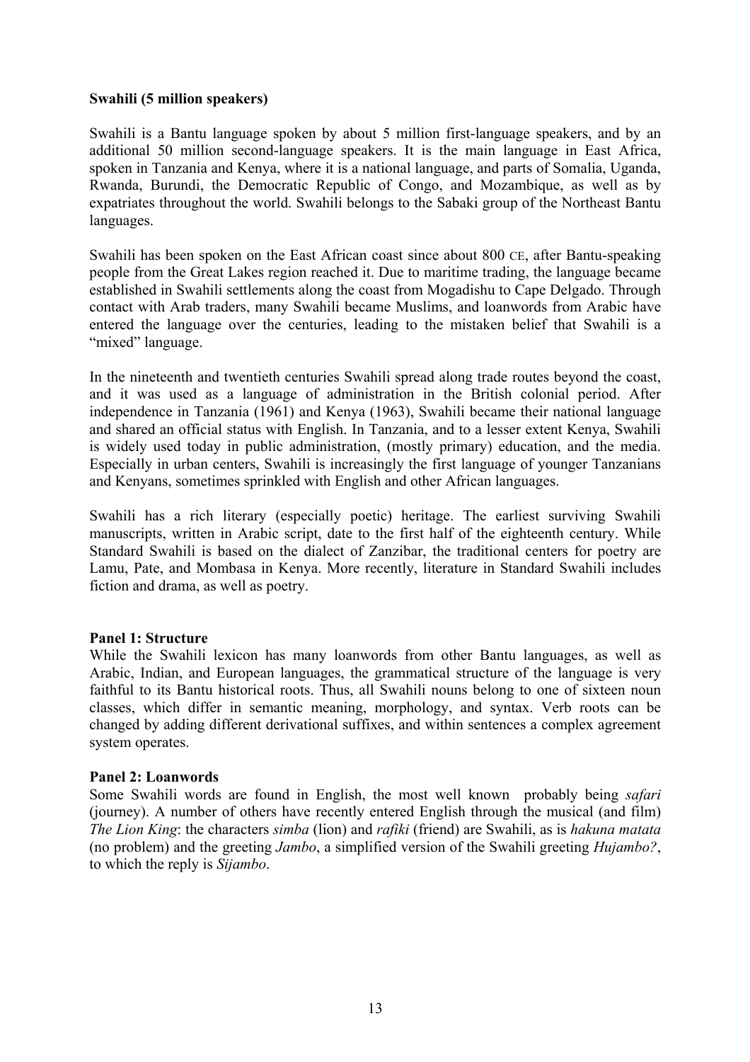**Swahili (5 million speakers)**

Swahili is a Bantu language spoken by about 5 million first-language speakers, and by an additional 50 million second-language speakers. It is the main language in East Africa, spoken in Tanzania and Kenya, where it is a national language, and parts of Somalia, Uganda, Rwanda, Burundi, the Democratic Republic of Congo, and Mozambique, as well as by expatriates throughout the world. Swahili belongs to the Sabaki group of the Northeast Bantu languages.

Swahili has been spoken on the East African coast since about 800 CE, after Bantu-speaking people from the Great Lakes region reached it. Due to maritime trading, the language became established in Swahili settlements along the coast from Mogadishu to Cape Delgado. Through contact with Arab traders, many Swahili became Muslims, and loanwords from Arabic have entered the language over the centuries, leading to the mistaken belief that Swahili is a "mixed" language.

In the nineteenth and twentieth centuries Swahili spread along trade routes beyond the coast, and it was used as a language of administration in the British colonial period. After independence in Tanzania (1961) and Kenya (1963), Swahili became their national language and shared an official status with English. In Tanzania, and to a lesser extent Kenya, Swahili is widely used today in public administration, (mostly primary) education, and the media. Especially in urban centers, Swahili is increasingly the first language of younger Tanzanians and Kenyans, sometimes sprinkled with English and other African languages.

Swahili has a rich literary (especially poetic) heritage. The earliest surviving Swahili manuscripts, written in Arabic script, date to the first half of the eighteenth century. While Standard Swahili is based on the dialect of Zanzibar, the traditional centers for poetry are Lamu, Pate, and Mombasa in Kenya. More recently, literature in Standard Swahili includes fiction and drama, as well as poetry.

**Panel 1: Structure**

While the Swahili lexicon has many loanwords from other Bantu languages, as well as Arabic, Indian, and European languages, the grammatical structure of the language is very faithful to its Bantu historical roots. Thus, all Swahili nouns belong to one of sixteen noun classes, which differ in semantic meaning, morphology, and syntax. Verb roots can be changed by adding different derivational suffixes, and within sentences a complex agreement system operates.

**Panel 2: Loanwords**

Some Swahili words are found in English, the most well known probably being *safari* (journey). A number of others have recently entered English through the musical (and film) *The Lion King*: the characters *simba* (lion) and *rafiki* (friend) are Swahili, as is *hakuna matata* (no problem) and the greeting *Jambo*, a simplified version of the Swahili greeting *Hujambo?*, to which the reply is *Sijambo*.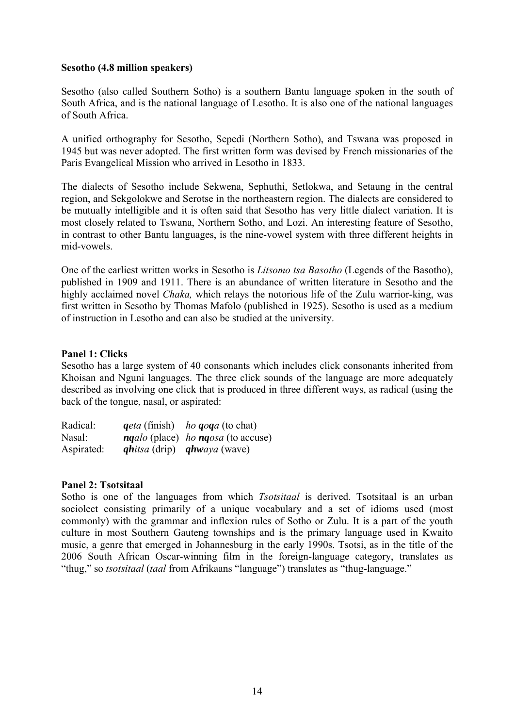**Sesotho (4.8 million speakers)**

Sesotho (also called Southern Sotho) is a southern Bantu language spoken in the south of South Africa, and is the national language of Lesotho. It is also one of the national languages of South Africa.

A unified orthography for Sesotho, Sepedi (Northern Sotho), and Tswana was proposed in 1945 but was never adopted. The first written form was devised by French missionaries of the Paris Evangelical Mission who arrived in Lesotho in 1833.

The dialects of Sesotho include Sekwena, Sephuthi, Setlokwa, and Setaung in the central region, and Sekgolokwe and Serotse in the northeastern region. The dialects are considered to be mutually intelligible and it is often said that Sesotho has very little dialect variation. It is most closely related to Tswana, Northern Sotho, and Lozi. An interesting feature of Sesotho, in contrast to other Bantu languages, is the nine-vowel system with three different heights in mid-vowels.

One of the earliest written works in Sesotho is *Litsomo tsa Basotho* (Legends of the Basotho), published in 1909 and 1911. There is an abundance of written literature in Sesotho and the highly acclaimed novel *Chaka,* which relays the notorious life of the Zulu warrior-king, was first written in Sesotho by Thomas Mafolo (published in 1925). Sesotho is used as a medium of instruction in Lesotho and can also be studied at the university.

**Panel 1: Clicks**

Sesotho has a large system of 40 consonants which includes click consonants inherited from Khoisan and Nguni languages. The three click sounds of the language are more adequately described as involving one click that is produced in three different ways, as radical (using the back of the tongue, nasal, or aspirated:

| | | |
|---|---|---|
| Radical: | ***q**eta* (finish) | *ho **q**o**q**a* (to chat) |
| Nasal: | ***nq**alo* (place) | *ho **nq**osa* (to accuse) |
| Aspirated: | ***qh**itsa* (drip) | ***qhw**aya* (wave) |

**Panel 2: Tsotsitaal**

Sotho is one of the languages from which *Tsotsitaal* is derived. Tsotsitaal is an urban sociolect consisting primarily of a unique vocabulary and a set of idioms used (most commonly) with the grammar and inflexion rules of Sotho or Zulu. It is a part of the youth culture in most Southern Gauteng townships and is the primary language used in Kwaito music, a genre that emerged in Johannesburg in the early 1990s. Tsotsi, as in the title of the 2006 South African Oscar-winning film in the foreign-language category, translates as "thug," so *tsotsitaal* (*taal* from Afrikaans "language") translates as "thug-language."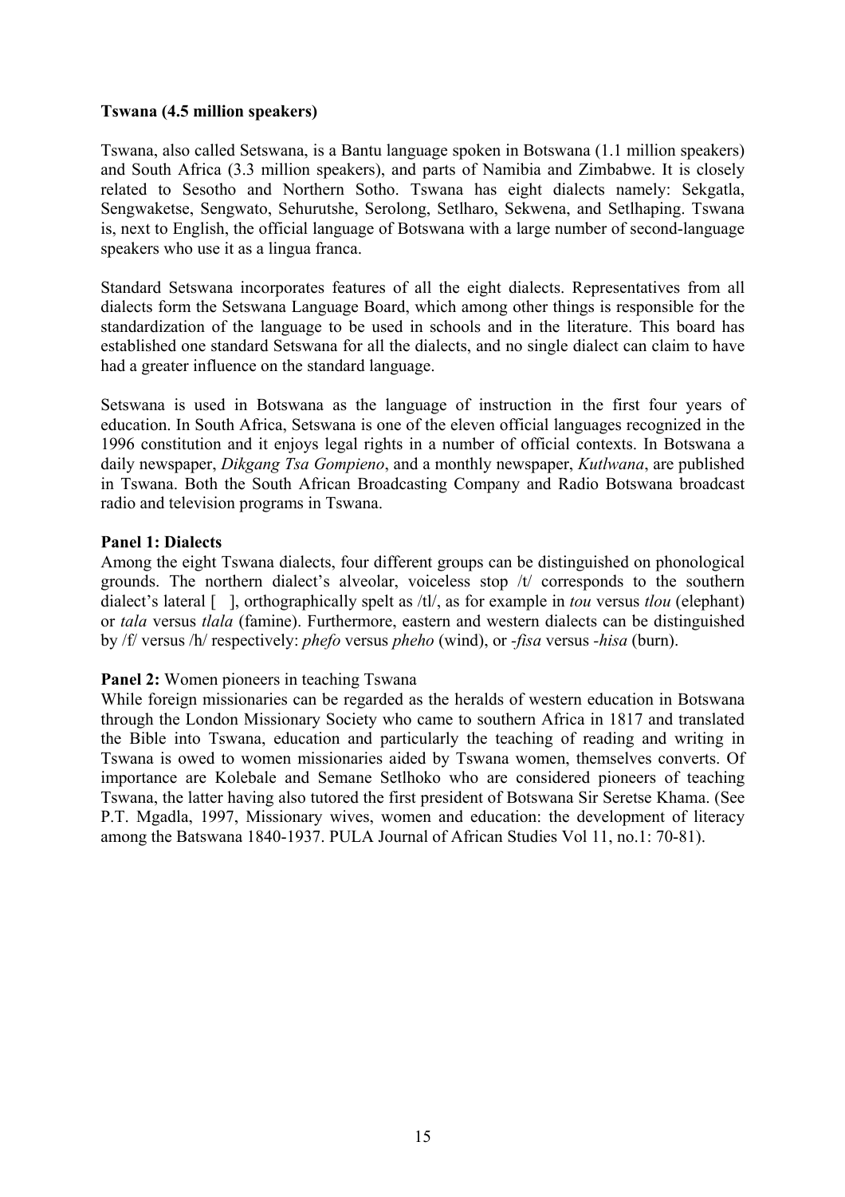**Tswana (4.5 million speakers)**

Tswana, also called Setswana, is a Bantu language spoken in Botswana (1.1 million speakers) and South Africa (3.3 million speakers), and parts of Namibia and Zimbabwe. It is closely related to Sesotho and Northern Sotho. Tswana has eight dialects namely: Sekgatla, Sengwaketse, Sengwato, Sehurutshe, Serolong, Setlharo, Sekwena, and Setlhaping. Tswana is, next to English, the official language of Botswana with a large number of second-language speakers who use it as a lingua franca.

Standard Setswana incorporates features of all the eight dialects. Representatives from all dialects form the Setswana Language Board, which among other things is responsible for the standardization of the language to be used in schools and in the literature. This board has established one standard Setswana for all the dialects, and no single dialect can claim to have had a greater influence on the standard language.

Setswana is used in Botswana as the language of instruction in the first four years of education. In South Africa, Setswana is one of the eleven official languages recognized in the 1996 constitution and it enjoys legal rights in a number of official contexts. In Botswana a daily newspaper, *Dikgang Tsa Gompieno*, and a monthly newspaper, *Kutlwana*, are published in Tswana. Both the South African Broadcasting Company and Radio Botswana broadcast radio and television programs in Tswana.

**Panel 1: Dialects**
Among the eight Tswana dialects, four different groups can be distinguished on phonological grounds. The northern dialect's alveolar, voiceless stop /t/ corresponds to the southern dialect's lateral [ ], orthographically spelt as /tl/, as for example in *tou* versus *tlou* (elephant) or *tala* versus *tlala* (famine). Furthermore, eastern and western dialects can be distinguished by /f/ versus /h/ respectively: *phefo* versus *pheho* (wind), or *-fisa* versus *-hisa* (burn).

**Panel 2:** Women pioneers in teaching Tswana
While foreign missionaries can be regarded as the heralds of western education in Botswana through the London Missionary Society who came to southern Africa in 1817 and translated the Bible into Tswana, education and particularly the teaching of reading and writing in Tswana is owed to women missionaries aided by Tswana women, themselves converts. Of importance are Kolebale and Semane Setlhoko who are considered pioneers of teaching Tswana, the latter having also tutored the first president of Botswana Sir Seretse Khama. (See P.T. Mgadla, 1997, Missionary wives, women and education: the development of literacy among the Batswana 1840-1937. PULA Journal of African Studies Vol 11, no.1: 70-81).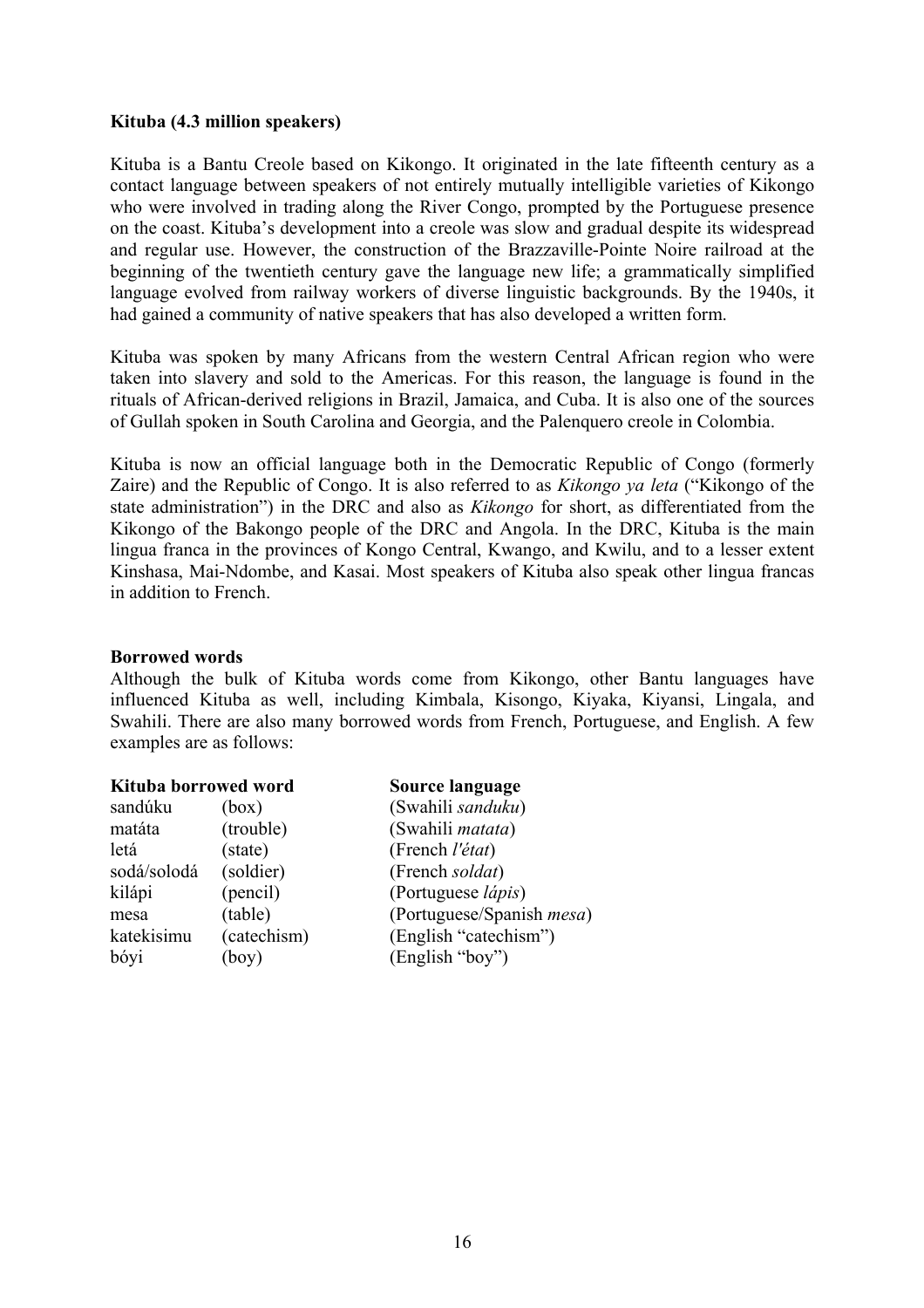**Kituba (4.3 million speakers)**

Kituba is a Bantu Creole based on Kikongo. It originated in the late fifteenth century as a contact language between speakers of not entirely mutually intelligible varieties of Kikongo who were involved in trading along the River Congo, prompted by the Portuguese presence on the coast. Kituba's development into a creole was slow and gradual despite its widespread and regular use. However, the construction of the Brazzaville-Pointe Noire railroad at the beginning of the twentieth century gave the language new life; a grammatically simplified language evolved from railway workers of diverse linguistic backgrounds. By the 1940s, it had gained a community of native speakers that has also developed a written form.

Kituba was spoken by many Africans from the western Central African region who were taken into slavery and sold to the Americas. For this reason, the language is found in the rituals of African-derived religions in Brazil, Jamaica, and Cuba. It is also one of the sources of Gullah spoken in South Carolina and Georgia, and the Palenquero creole in Colombia.

Kituba is now an official language both in the Democratic Republic of Congo (formerly Zaire) and the Republic of Congo. It is also referred to as *Kikongo ya leta* ("Kikongo of the state administration") in the DRC and also as *Kikongo* for short, as differentiated from the Kikongo of the Bakongo people of the DRC and Angola. In the DRC, Kituba is the main lingua franca in the provinces of Kongo Central, Kwango, and Kwilu, and to a lesser extent Kinshasa, Mai-Ndombe, and Kasai. Most speakers of Kituba also speak other lingua francas in addition to French.

**Borrowed words**

Although the bulk of Kituba words come from Kikongo, other Bantu languages have influenced Kituba as well, including Kimbala, Kisongo, Kiyaka, Kiyansi, Lingala, and Swahili. There are also many borrowed words from French, Portuguese, and English. A few examples are as follows:

| **Kituba borrowed word** | | **Source language** |
|---|---|---|
| sandúku | (box) | (Swahili *sanduku*) |
| matáta | (trouble) | (Swahili *matata*) |
| letá | (state) | (French *l'état*) |
| sodá/solodá | (soldier) | (French *soldat*) |
| kilápi | (pencil) | (Portuguese *lápis*) |
| mesa | (table) | (Portuguese/Spanish *mesa*) |
| katekisimu | (catechism) | (English "catechism") |
| bóyi | (boy) | (English "boy") |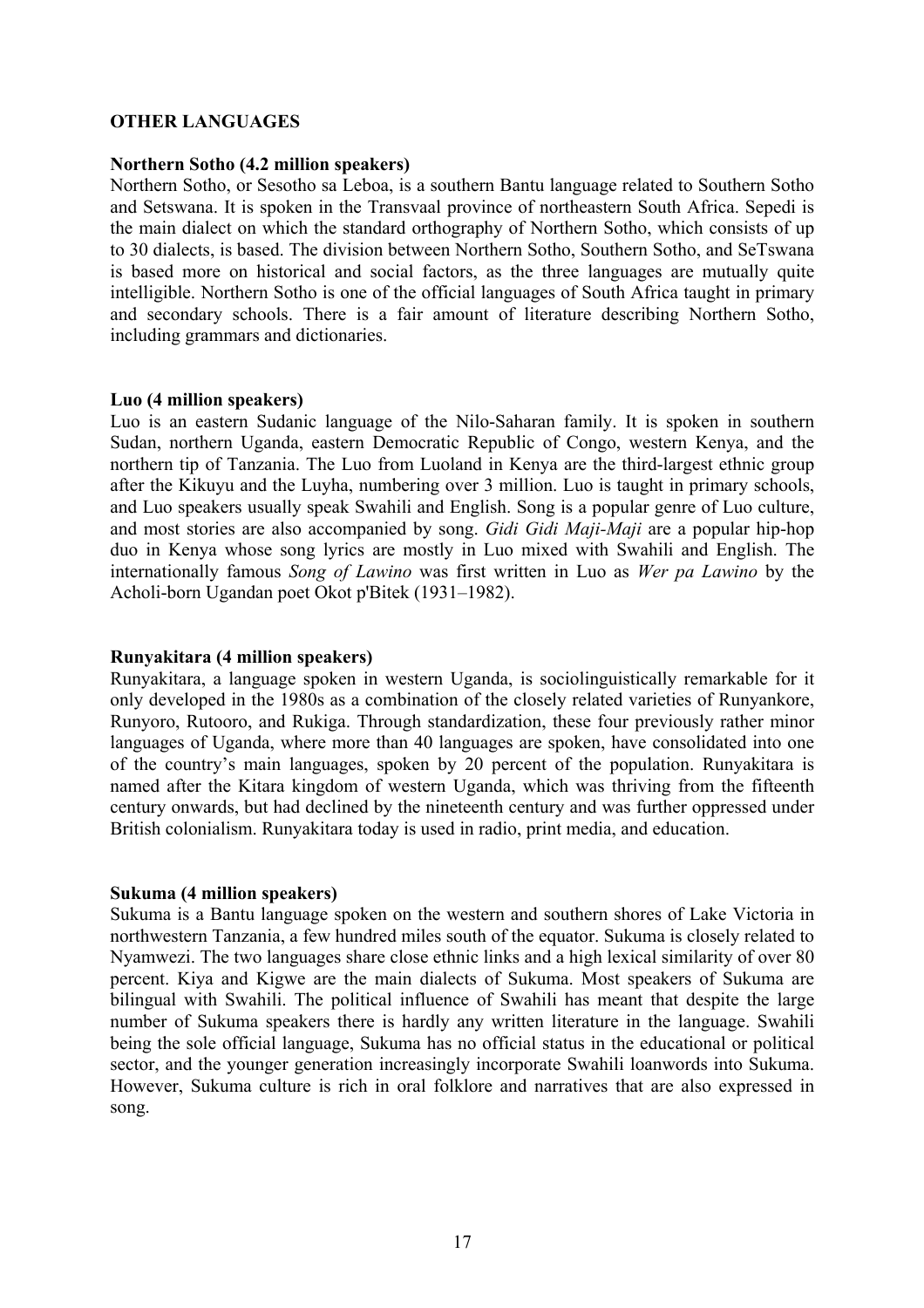## OTHER LANGUAGES

### Northern Sotho (4.2 million speakers)

Northern Sotho, or Sesotho sa Leboa, is a southern Bantu language related to Southern Sotho and Setswana. It is spoken in the Transvaal province of northeastern South Africa. Sepedi is the main dialect on which the standard orthography of Northern Sotho, which consists of up to 30 dialects, is based. The division between Northern Sotho, Southern Sotho, and SeTswana is based more on historical and social factors, as the three languages are mutually quite intelligible. Northern Sotho is one of the official languages of South Africa taught in primary and secondary schools. There is a fair amount of literature describing Northern Sotho, including grammars and dictionaries.

### Luo (4 million speakers)

Luo is an eastern Sudanic language of the Nilo-Saharan family. It is spoken in southern Sudan, northern Uganda, eastern Democratic Republic of Congo, western Kenya, and the northern tip of Tanzania. The Luo from Luoland in Kenya are the third-largest ethnic group after the Kikuyu and the Luyha, numbering over 3 million. Luo is taught in primary schools, and Luo speakers usually speak Swahili and English. Song is a popular genre of Luo culture, and most stories are also accompanied by song. *Gidi Gidi Maji-Maji* are a popular hip-hop duo in Kenya whose song lyrics are mostly in Luo mixed with Swahili and English. The internationally famous *Song of Lawino* was first written in Luo as *Wer pa Lawino* by the Acholi-born Ugandan poet Okot p'Bitek (1931–1982).

### Runyakitara (4 million speakers)

Runyakitara, a language spoken in western Uganda, is sociolinguistically remarkable for it only developed in the 1980s as a combination of the closely related varieties of Runyankore, Runyoro, Rutooro, and Rukiga. Through standardization, these four previously rather minor languages of Uganda, where more than 40 languages are spoken, have consolidated into one of the country's main languages, spoken by 20 percent of the population. Runyakitara is named after the Kitara kingdom of western Uganda, which was thriving from the fifteenth century onwards, but had declined by the nineteenth century and was further oppressed under British colonialism. Runyakitara today is used in radio, print media, and education.

### Sukuma (4 million speakers)

Sukuma is a Bantu language spoken on the western and southern shores of Lake Victoria in northwestern Tanzania, a few hundred miles south of the equator. Sukuma is closely related to Nyamwezi. The two languages share close ethnic links and a high lexical similarity of over 80 percent. Kiya and Kigwe are the main dialects of Sukuma. Most speakers of Sukuma are bilingual with Swahili. The political influence of Swahili has meant that despite the large number of Sukuma speakers there is hardly any written literature in the language. Swahili being the sole official language, Sukuma has no official status in the educational or political sector, and the younger generation increasingly incorporate Swahili loanwords into Sukuma. However, Sukuma culture is rich in oral folklore and narratives that are also expressed in song.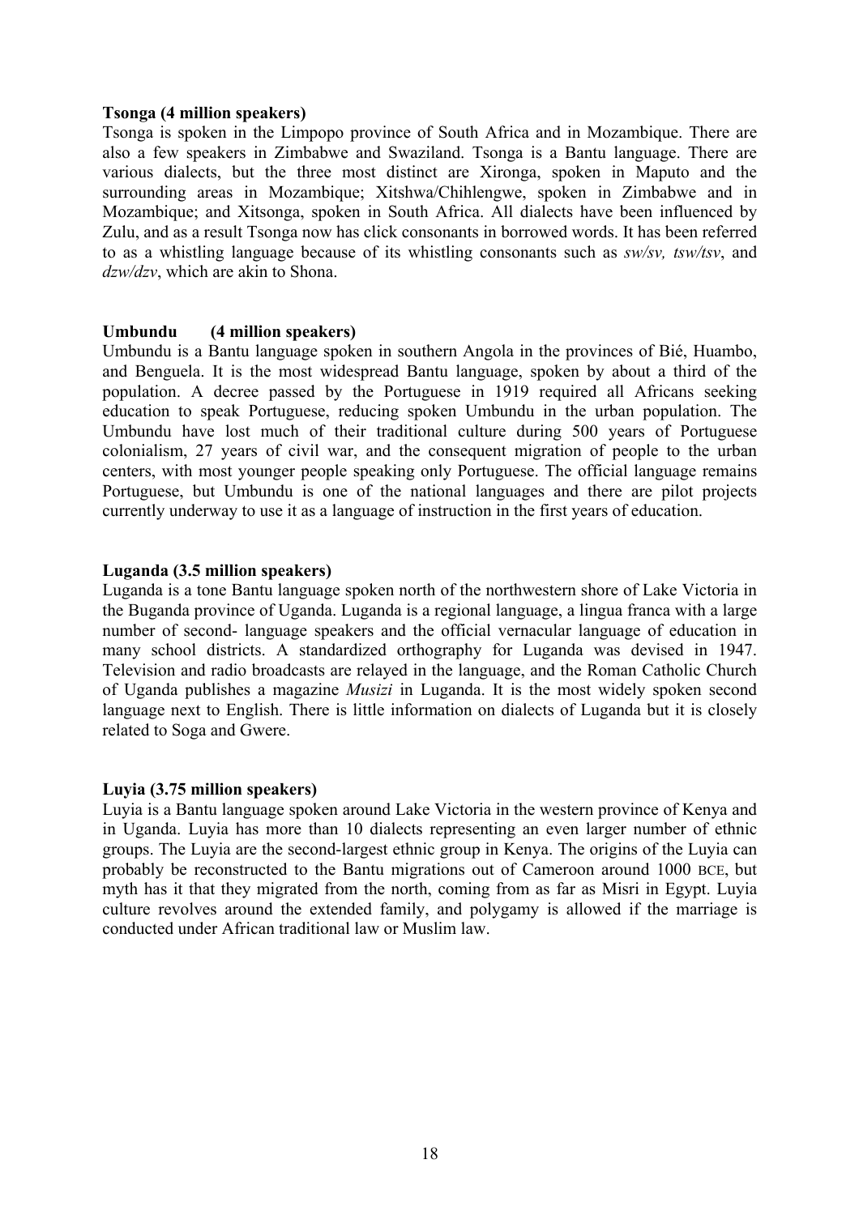**Tsonga (4 million speakers)**

Tsonga is spoken in the Limpopo province of South Africa and in Mozambique. There are also a few speakers in Zimbabwe and Swaziland. Tsonga is a Bantu language. There are various dialects, but the three most distinct are Xironga, spoken in Maputo and the surrounding areas in Mozambique; Xitshwa/Chihlengwe, spoken in Zimbabwe and in Mozambique; and Xitsonga, spoken in South Africa. All dialects have been influenced by Zulu, and as a result Tsonga now has click consonants in borrowed words. It has been referred to as a whistling language because of its whistling consonants such as *sw/sv, tsw/tsv*, and *dzw/dzv*, which are akin to Shona.

**Umbundu (4 million speakers)**

Umbundu is a Bantu language spoken in southern Angola in the provinces of Bié, Huambo, and Benguela. It is the most widespread Bantu language, spoken by about a third of the population. A decree passed by the Portuguese in 1919 required all Africans seeking education to speak Portuguese, reducing spoken Umbundu in the urban population. The Umbundu have lost much of their traditional culture during 500 years of Portuguese colonialism, 27 years of civil war, and the consequent migration of people to the urban centers, with most younger people speaking only Portuguese. The official language remains Portuguese, but Umbundu is one of the national languages and there are pilot projects currently underway to use it as a language of instruction in the first years of education.

**Luganda (3.5 million speakers)**

Luganda is a tone Bantu language spoken north of the northwestern shore of Lake Victoria in the Buganda province of Uganda. Luganda is a regional language, a lingua franca with a large number of second- language speakers and the official vernacular language of education in many school districts. A standardized orthography for Luganda was devised in 1947. Television and radio broadcasts are relayed in the language, and the Roman Catholic Church of Uganda publishes a magazine *Musizi* in Luganda. It is the most widely spoken second language next to English. There is little information on dialects of Luganda but it is closely related to Soga and Gwere.

**Luyia (3.75 million speakers)**

Luyia is a Bantu language spoken around Lake Victoria in the western province of Kenya and in Uganda. Luyia has more than 10 dialects representing an even larger number of ethnic groups. The Luyia are the second-largest ethnic group in Kenya. The origins of the Luyia can probably be reconstructed to the Bantu migrations out of Cameroon around 1000 BCE, but myth has it that they migrated from the north, coming from as far as Misri in Egypt. Luyia culture revolves around the extended family, and polygamy is allowed if the marriage is conducted under African traditional law or Muslim law.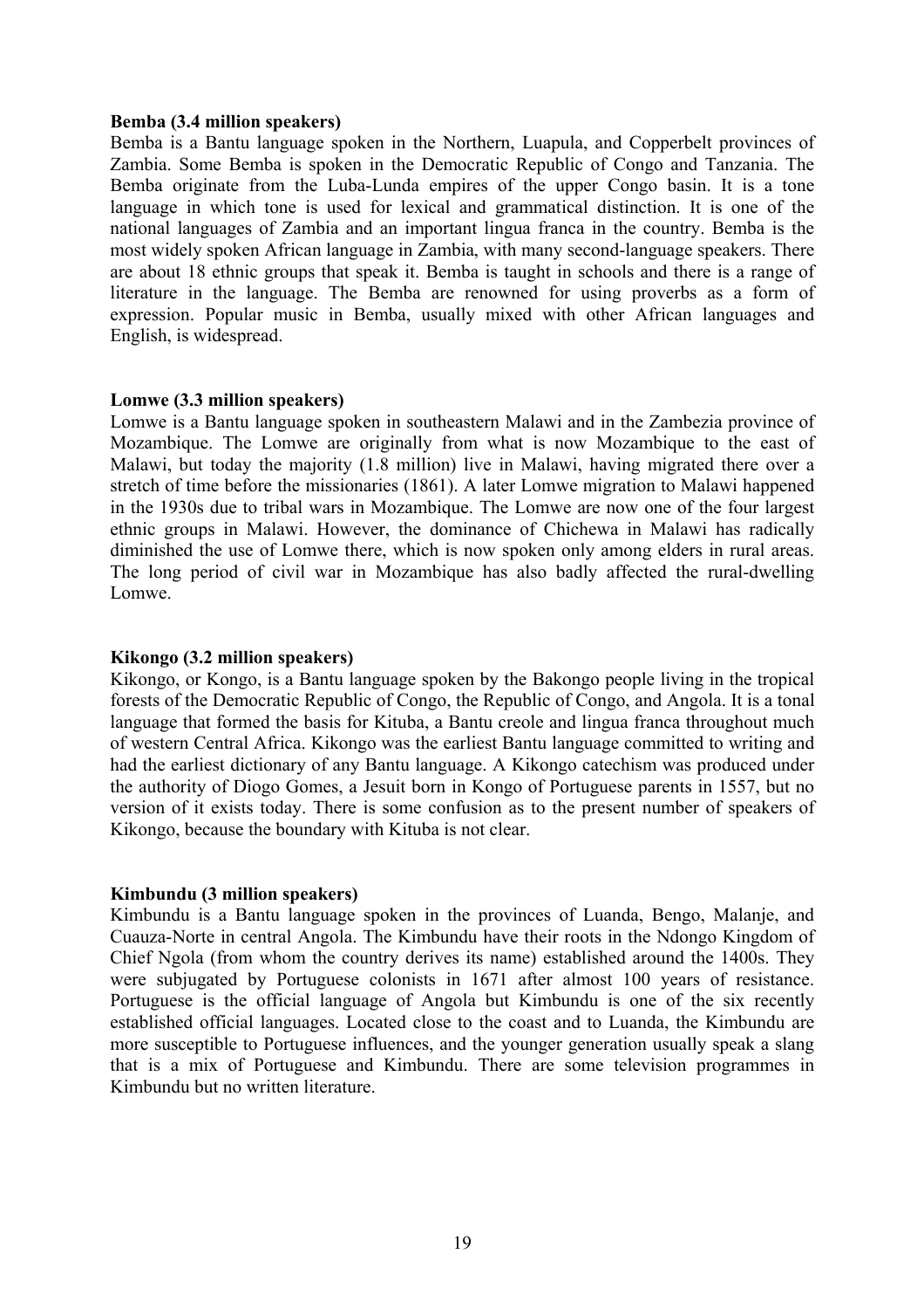**Bemba (3.4 million speakers)**
Bemba is a Bantu language spoken in the Northern, Luapula, and Copperbelt provinces of Zambia. Some Bemba is spoken in the Democratic Republic of Congo and Tanzania. The Bemba originate from the Luba-Lunda empires of the upper Congo basin. It is a tone language in which tone is used for lexical and grammatical distinction. It is one of the national languages of Zambia and an important lingua franca in the country. Bemba is the most widely spoken African language in Zambia, with many second-language speakers. There are about 18 ethnic groups that speak it. Bemba is taught in schools and there is a range of literature in the language. The Bemba are renowned for using proverbs as a form of expression. Popular music in Bemba, usually mixed with other African languages and English, is widespread.

**Lomwe (3.3 million speakers)**
Lomwe is a Bantu language spoken in southeastern Malawi and in the Zambezia province of Mozambique. The Lomwe are originally from what is now Mozambique to the east of Malawi, but today the majority (1.8 million) live in Malawi, having migrated there over a stretch of time before the missionaries (1861). A later Lomwe migration to Malawi happened in the 1930s due to tribal wars in Mozambique. The Lomwe are now one of the four largest ethnic groups in Malawi. However, the dominance of Chichewa in Malawi has radically diminished the use of Lomwe there, which is now spoken only among elders in rural areas. The long period of civil war in Mozambique has also badly affected the rural-dwelling Lomwe.

**Kikongo (3.2 million speakers)**
Kikongo, or Kongo, is a Bantu language spoken by the Bakongo people living in the tropical forests of the Democratic Republic of Congo, the Republic of Congo, and Angola. It is a tonal language that formed the basis for Kituba, a Bantu creole and lingua franca throughout much of western Central Africa. Kikongo was the earliest Bantu language committed to writing and had the earliest dictionary of any Bantu language. A Kikongo catechism was produced under the authority of Diogo Gomes, a Jesuit born in Kongo of Portuguese parents in 1557, but no version of it exists today. There is some confusion as to the present number of speakers of Kikongo, because the boundary with Kituba is not clear.

**Kimbundu (3 million speakers)**
Kimbundu is a Bantu language spoken in the provinces of Luanda, Bengo, Malanje, and Cuauza-Norte in central Angola. The Kimbundu have their roots in the Ndongo Kingdom of Chief Ngola (from whom the country derives its name) established around the 1400s. They were subjugated by Portuguese colonists in 1671 after almost 100 years of resistance. Portuguese is the official language of Angola but Kimbundu is one of the six recently established official languages. Located close to the coast and to Luanda, the Kimbundu are more susceptible to Portuguese influences, and the younger generation usually speak a slang that is a mix of Portuguese and Kimbundu. There are some television programmes in Kimbundu but no written literature.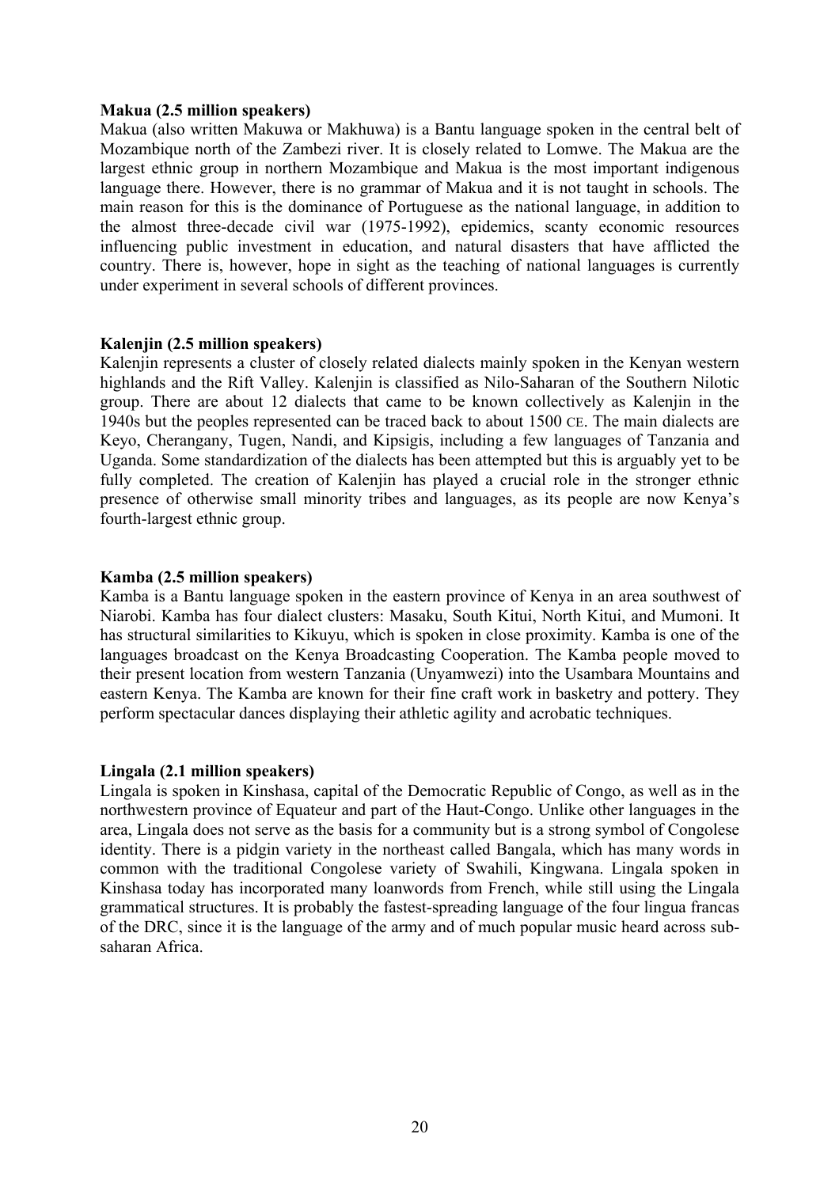**Makua (2.5 million speakers)**

Makua (also written Makuwa or Makhuwa) is a Bantu language spoken in the central belt of Mozambique north of the Zambezi river. It is closely related to Lomwe. The Makua are the largest ethnic group in northern Mozambique and Makua is the most important indigenous language there. However, there is no grammar of Makua and it is not taught in schools. The main reason for this is the dominance of Portuguese as the national language, in addition to the almost three-decade civil war (1975-1992), epidemics, scanty economic resources influencing public investment in education, and natural disasters that have afflicted the country. There is, however, hope in sight as the teaching of national languages is currently under experiment in several schools of different provinces.

**Kalenjin (2.5 million speakers)**

Kalenjin represents a cluster of closely related dialects mainly spoken in the Kenyan western highlands and the Rift Valley. Kalenjin is classified as Nilo-Saharan of the Southern Nilotic group. There are about 12 dialects that came to be known collectively as Kalenjin in the 1940s but the peoples represented can be traced back to about 1500 CE. The main dialects are Keyo, Cherangany, Tugen, Nandi, and Kipsigis, including a few languages of Tanzania and Uganda. Some standardization of the dialects has been attempted but this is arguably yet to be fully completed. The creation of Kalenjin has played a crucial role in the stronger ethnic presence of otherwise small minority tribes and languages, as its people are now Kenya's fourth-largest ethnic group.

**Kamba (2.5 million speakers)**

Kamba is a Bantu language spoken in the eastern province of Kenya in an area southwest of Niarobi. Kamba has four dialect clusters: Masaku, South Kitui, North Kitui, and Mumoni. It has structural similarities to Kikuyu, which is spoken in close proximity. Kamba is one of the languages broadcast on the Kenya Broadcasting Cooperation. The Kamba people moved to their present location from western Tanzania (Unyamwezi) into the Usambara Mountains and eastern Kenya. The Kamba are known for their fine craft work in basketry and pottery. They perform spectacular dances displaying their athletic agility and acrobatic techniques.

**Lingala (2.1 million speakers)**

Lingala is spoken in Kinshasa, capital of the Democratic Republic of Congo, as well as in the northwestern province of Equateur and part of the Haut-Congo. Unlike other languages in the area, Lingala does not serve as the basis for a community but is a strong symbol of Congolese identity. There is a pidgin variety in the northeast called Bangala, which has many words in common with the traditional Congolese variety of Swahili, Kingwana. Lingala spoken in Kinshasa today has incorporated many loanwords from French, while still using the Lingala grammatical structures. It is probably the fastest-spreading language of the four lingua francas of the DRC, since it is the language of the army and of much popular music heard across sub-saharan Africa.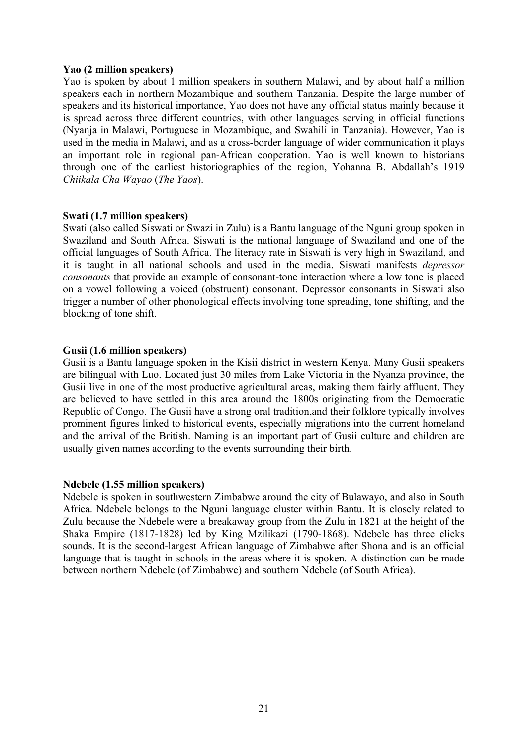**Yao (2 million speakers)**

Yao is spoken by about 1 million speakers in southern Malawi, and by about half a million speakers each in northern Mozambique and southern Tanzania. Despite the large number of speakers and its historical importance, Yao does not have any official status mainly because it is spread across three different countries, with other languages serving in official functions (Nyanja in Malawi, Portuguese in Mozambique, and Swahili in Tanzania). However, Yao is used in the media in Malawi, and as a cross-border language of wider communication it plays an important role in regional pan-African cooperation. Yao is well known to historians through one of the earliest historiographies of the region, Yohanna B. Abdallah's 1919 *Chiikala Cha Wayao* (*The Yaos*).

**Swati (1.7 million speakers)**

Swati (also called Siswati or Swazi in Zulu) is a Bantu language of the Nguni group spoken in Swaziland and South Africa. Siswati is the national language of Swaziland and one of the official languages of South Africa. The literacy rate in Siswati is very high in Swaziland, and it is taught in all national schools and used in the media. Siswati manifests *depressor consonants* that provide an example of consonant-tone interaction where a low tone is placed on a vowel following a voiced (obstruent) consonant. Depressor consonants in Siswati also trigger a number of other phonological effects involving tone spreading, tone shifting, and the blocking of tone shift.

**Gusii (1.6 million speakers)**

Gusii is a Bantu language spoken in the Kisii district in western Kenya. Many Gusii speakers are bilingual with Luo. Located just 30 miles from Lake Victoria in the Nyanza province, the Gusii live in one of the most productive agricultural areas, making them fairly affluent. They are believed to have settled in this area around the 1800s originating from the Democratic Republic of Congo. The Gusii have a strong oral tradition,and their folklore typically involves prominent figures linked to historical events, especially migrations into the current homeland and the arrival of the British. Naming is an important part of Gusii culture and children are usually given names according to the events surrounding their birth.

**Ndebele (1.55 million speakers)**

Ndebele is spoken in southwestern Zimbabwe around the city of Bulawayo, and also in South Africa. Ndebele belongs to the Nguni language cluster within Bantu. It is closely related to Zulu because the Ndebele were a breakaway group from the Zulu in 1821 at the height of the Shaka Empire (1817-1828) led by King Mzilikazi (1790-1868). Ndebele has three clicks sounds. It is the second-largest African language of Zimbabwe after Shona and is an official language that is taught in schools in the areas where it is spoken. A distinction can be made between northern Ndebele (of Zimbabwe) and southern Ndebele (of South Africa).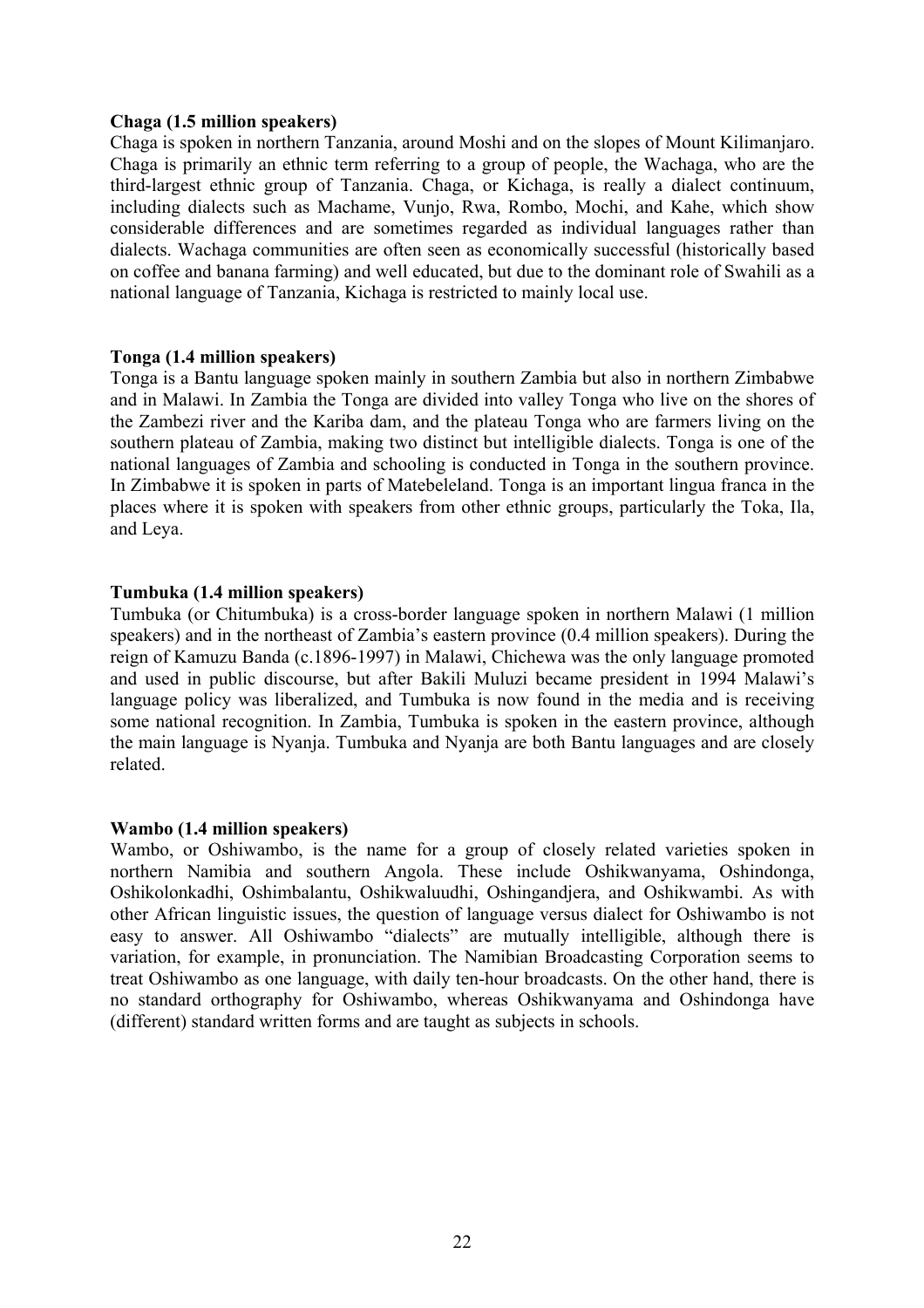**Chaga (1.5 million speakers)**

Chaga is spoken in northern Tanzania, around Moshi and on the slopes of Mount Kilimanjaro. Chaga is primarily an ethnic term referring to a group of people, the Wachaga, who are the third-largest ethnic group of Tanzania. Chaga, or Kichaga, is really a dialect continuum, including dialects such as Machame, Vunjo, Rwa, Rombo, Mochi, and Kahe, which show considerable differences and are sometimes regarded as individual languages rather than dialects. Wachaga communities are often seen as economically successful (historically based on coffee and banana farming) and well educated, but due to the dominant role of Swahili as a national language of Tanzania, Kichaga is restricted to mainly local use.

**Tonga (1.4 million speakers)**

Tonga is a Bantu language spoken mainly in southern Zambia but also in northern Zimbabwe and in Malawi. In Zambia the Tonga are divided into valley Tonga who live on the shores of the Zambezi river and the Kariba dam, and the plateau Tonga who are farmers living on the southern plateau of Zambia, making two distinct but intelligible dialects. Tonga is one of the national languages of Zambia and schooling is conducted in Tonga in the southern province. In Zimbabwe it is spoken in parts of Matebeleland. Tonga is an important lingua franca in the places where it is spoken with speakers from other ethnic groups, particularly the Toka, Ila, and Leya.

**Tumbuka (1.4 million speakers)**

Tumbuka (or Chitumbuka) is a cross-border language spoken in northern Malawi (1 million speakers) and in the northeast of Zambia's eastern province (0.4 million speakers). During the reign of Kamuzu Banda (c.1896-1997) in Malawi, Chichewa was the only language promoted and used in public discourse, but after Bakili Muluzi became president in 1994 Malawi's language policy was liberalized, and Tumbuka is now found in the media and is receiving some national recognition. In Zambia, Tumbuka is spoken in the eastern province, although the main language is Nyanja. Tumbuka and Nyanja are both Bantu languages and are closely related.

**Wambo (1.4 million speakers)**

Wambo, or Oshiwambo, is the name for a group of closely related varieties spoken in northern Namibia and southern Angola. These include Oshikwanyama, Oshindonga, Oshikolonkadhi, Oshimbalantu, Oshikwaluudhi, Oshingandjera, and Oshikwambi. As with other African linguistic issues, the question of language versus dialect for Oshiwambo is not easy to answer. All Oshiwambo "dialects" are mutually intelligible, although there is variation, for example, in pronunciation. The Namibian Broadcasting Corporation seems to treat Oshiwambo as one language, with daily ten-hour broadcasts. On the other hand, there is no standard orthography for Oshiwambo, whereas Oshikwanyama and Oshindonga have (different) standard written forms and are taught as subjects in schools.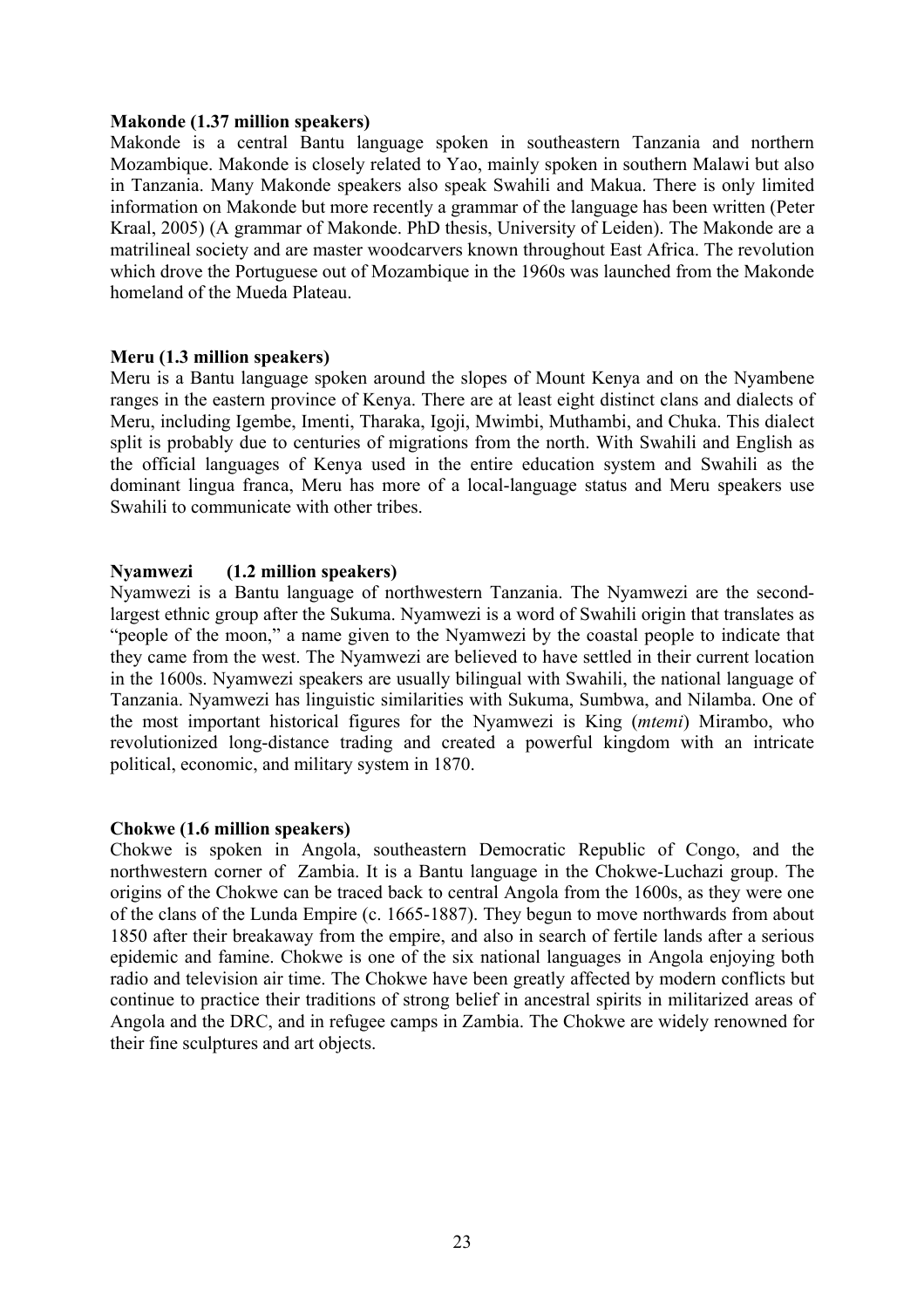**Makonde (1.37 million speakers)**

Makonde is a central Bantu language spoken in southeastern Tanzania and northern Mozambique. Makonde is closely related to Yao, mainly spoken in southern Malawi but also in Tanzania. Many Makonde speakers also speak Swahili and Makua. There is only limited information on Makonde but more recently a grammar of the language has been written (Peter Kraal, 2005) (A grammar of Makonde. PhD thesis, University of Leiden). The Makonde are a matrilineal society and are master woodcarvers known throughout East Africa. The revolution which drove the Portuguese out of Mozambique in the 1960s was launched from the Makonde homeland of the Mueda Plateau.

**Meru (1.3 million speakers)**

Meru is a Bantu language spoken around the slopes of Mount Kenya and on the Nyambene ranges in the eastern province of Kenya. There are at least eight distinct clans and dialects of Meru, including Igembe, Imenti, Tharaka, Igoji, Mwimbi, Muthambi, and Chuka. This dialect split is probably due to centuries of migrations from the north. With Swahili and English as the official languages of Kenya used in the entire education system and Swahili as the dominant lingua franca, Meru has more of a local-language status and Meru speakers use Swahili to communicate with other tribes.

**Nyamwezi (1.2 million speakers)**

Nyamwezi is a Bantu language of northwestern Tanzania. The Nyamwezi are the second-largest ethnic group after the Sukuma. Nyamwezi is a word of Swahili origin that translates as "people of the moon," a name given to the Nyamwezi by the coastal people to indicate that they came from the west. The Nyamwezi are believed to have settled in their current location in the 1600s. Nyamwezi speakers are usually bilingual with Swahili, the national language of Tanzania. Nyamwezi has linguistic similarities with Sukuma, Sumbwa, and Nilamba. One of the most important historical figures for the Nyamwezi is King (*mtemi*) Mirambo, who revolutionized long-distance trading and created a powerful kingdom with an intricate political, economic, and military system in 1870.

**Chokwe (1.6 million speakers)**

Chokwe is spoken in Angola, southeastern Democratic Republic of Congo, and the northwestern corner of Zambia. It is a Bantu language in the Chokwe-Luchazi group. The origins of the Chokwe can be traced back to central Angola from the 1600s, as they were one of the clans of the Lunda Empire (c. 1665-1887). They begun to move northwards from about 1850 after their breakaway from the empire, and also in search of fertile lands after a serious epidemic and famine. Chokwe is one of the six national languages in Angola enjoying both radio and television air time. The Chokwe have been greatly affected by modern conflicts but continue to practice their traditions of strong belief in ancestral spirits in militarized areas of Angola and the DRC, and in refugee camps in Zambia. The Chokwe are widely renowned for their fine sculptures and art objects.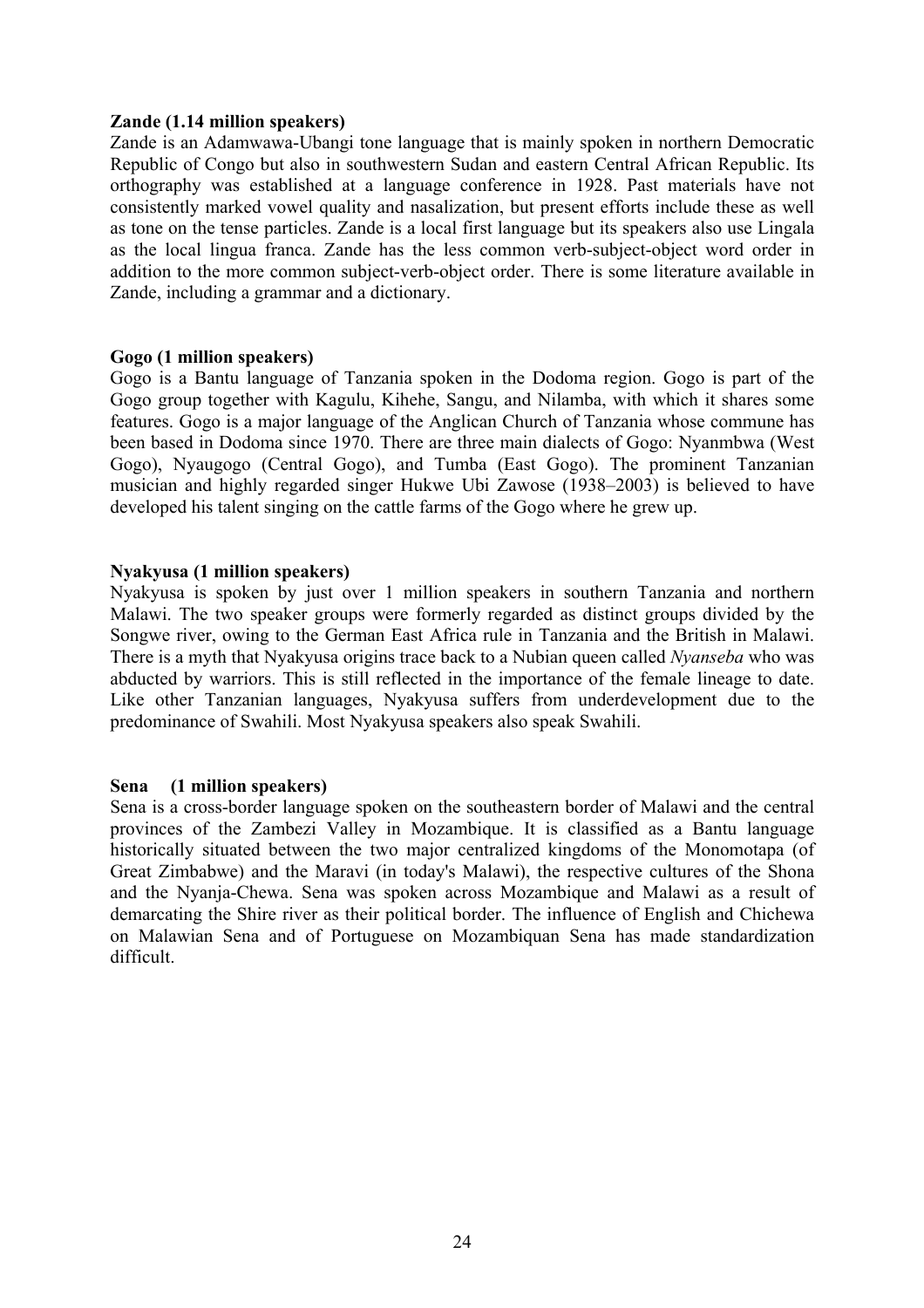**Zande (1.14 million speakers)**
Zande is an Adamwawa-Ubangi tone language that is mainly spoken in northern Democratic Republic of Congo but also in southwestern Sudan and eastern Central African Republic. Its orthography was established at a language conference in 1928. Past materials have not consistently marked vowel quality and nasalization, but present efforts include these as well as tone on the tense particles. Zande is a local first language but its speakers also use Lingala as the local lingua franca. Zande has the less common verb-subject-object word order in addition to the more common subject-verb-object order. There is some literature available in Zande, including a grammar and a dictionary.

**Gogo (1 million speakers)**
Gogo is a Bantu language of Tanzania spoken in the Dodoma region. Gogo is part of the Gogo group together with Kagulu, Kihehe, Sangu, and Nilamba, with which it shares some features. Gogo is a major language of the Anglican Church of Tanzania whose commune has been based in Dodoma since 1970. There are three main dialects of Gogo: Nyanmbwa (West Gogo), Nyaugogo (Central Gogo), and Tumba (East Gogo). The prominent Tanzanian musician and highly regarded singer Hukwe Ubi Zawose (1938–2003) is believed to have developed his talent singing on the cattle farms of the Gogo where he grew up.

**Nyakyusa (1 million speakers)**
Nyakyusa is spoken by just over 1 million speakers in southern Tanzania and northern Malawi. The two speaker groups were formerly regarded as distinct groups divided by the Songwe river, owing to the German East Africa rule in Tanzania and the British in Malawi. There is a myth that Nyakyusa origins trace back to a Nubian queen called *Nyanseba* who was abducted by warriors. This is still reflected in the importance of the female lineage to date. Like other Tanzanian languages, Nyakyusa suffers from underdevelopment due to the predominance of Swahili. Most Nyakyusa speakers also speak Swahili.

**Sena (1 million speakers)**
Sena is a cross-border language spoken on the southeastern border of Malawi and the central provinces of the Zambezi Valley in Mozambique. It is classified as a Bantu language historically situated between the two major centralized kingdoms of the Monomotapa (of Great Zimbabwe) and the Maravi (in today's Malawi), the respective cultures of the Shona and the Nyanja-Chewa. Sena was spoken across Mozambique and Malawi as a result of demarcating the Shire river as their political border. The influence of English and Chichewa on Malawian Sena and of Portuguese on Mozambiquan Sena has made standardization difficult.